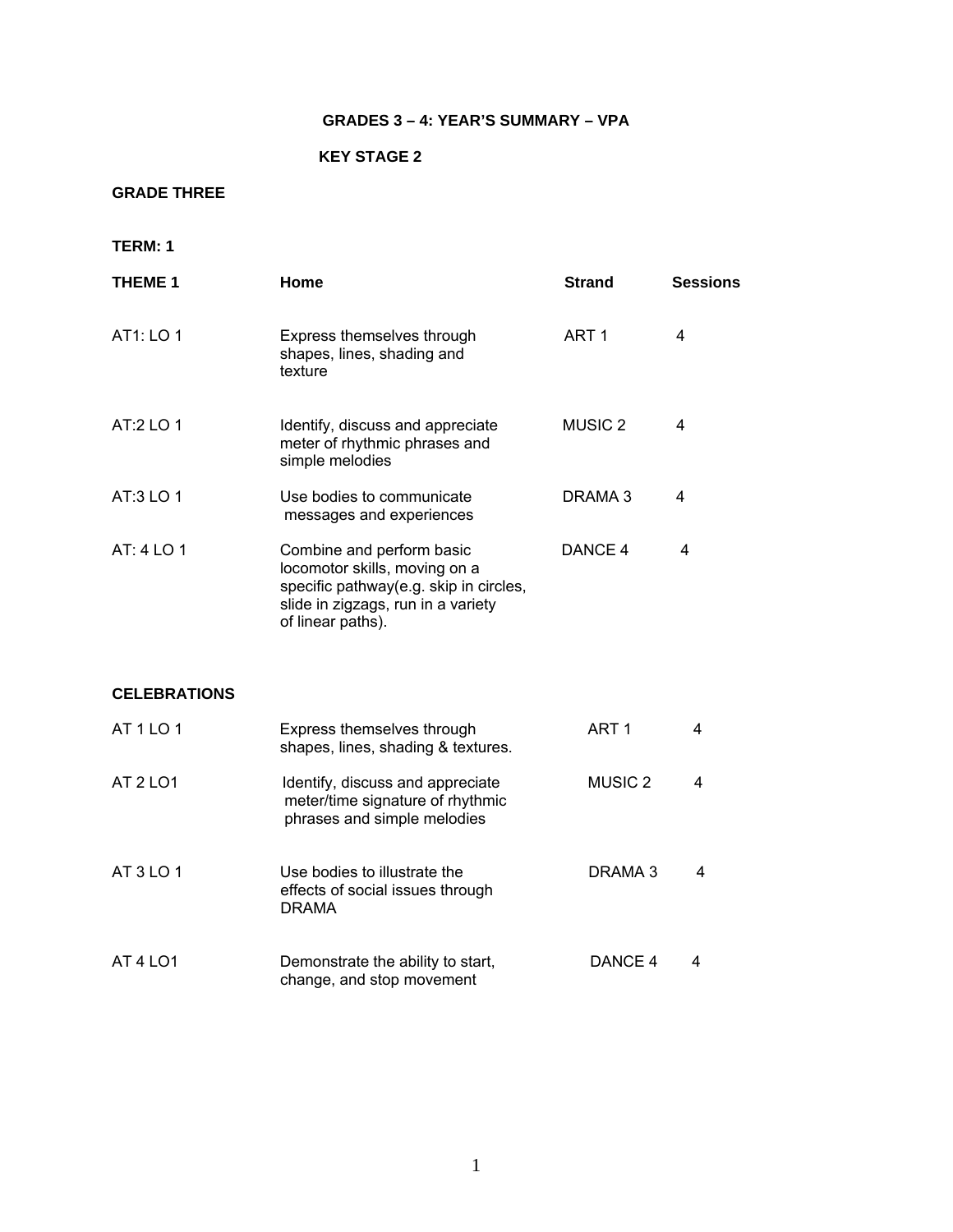# GRADES 3 – 4: YEAR'S SUMMARY – VPA

## KEY STAGE 2

### GRADE THREE

**TERM: 1**

| THEME 1 | Home | Strand | Sessions |
|---|---|---|---|
| AT1: LO 1 | Express themselves through shapes, lines, shading and texture | ART 1 | 4 |
| AT:2 LO 1 | Identify, discuss and appreciate meter of rhythmic phrases and simple melodies | MUSIC 2 | 4 |
| AT:3 LO 1 | Use bodies to communicate messages and experiences | DRAMA 3 | 4 |
| AT: 4 LO 1 | Combine and perform basic locomotor skills, moving on a specific pathway(e.g. skip in circles, slide in zigzags, run in a variety of linear paths). | DANCE 4 | 4 |

**CELEBRATIONS**

| | | | |
|---|---|---|---|
| AT 1 LO 1 | Express themselves through shapes, lines, shading & textures. | ART 1 | 4 |
| AT 2 LO1 | Identify, discuss and appreciate meter/time signature of rhythmic phrases and simple melodies | MUSIC 2 | 4 |
| AT 3 LO 1 | Use bodies to illustrate the effects of social issues through DRAMA | DRAMA 3 | 4 |
| AT 4 LO1 | Demonstrate the ability to start, change, and stop movement | DANCE 4 | 4 |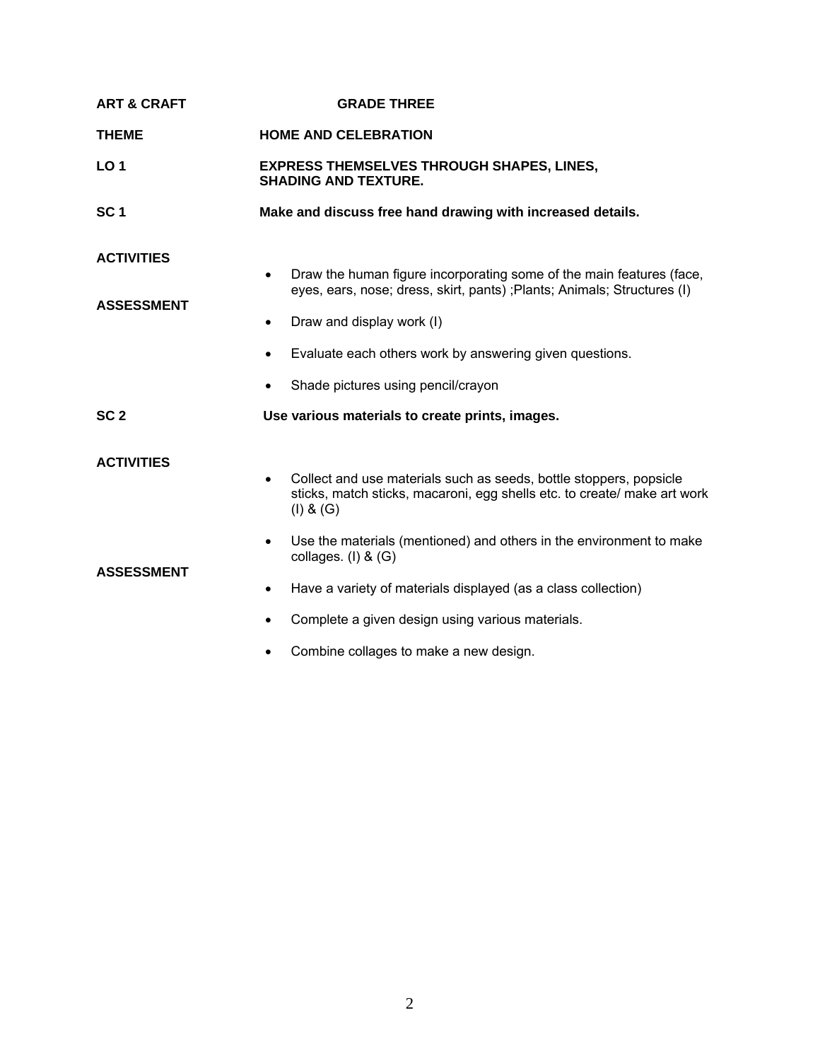**ART & CRAFT** **GRADE THREE**

**THEME** **HOME AND CELEBRATION**

**LO 1** **EXPRESS THEMSELVES THROUGH SHAPES, LINES, SHADING AND TEXTURE.**

**SC 1** **Make and discuss free hand drawing with increased details.**

**ACTIVITIES**

- Draw the human figure incorporating some of the main features (face, eyes, ears, nose; dress, skirt, pants) ;Plants; Animals; Structures (I)

**ASSESSMENT**

- Draw and display work (I)
- Evaluate each others work by answering given questions.
- Shade pictures using pencil/crayon

**SC 2** **Use various materials to create prints, images.**

**ACTIVITIES**

- Collect and use materials such as seeds, bottle stoppers, popsicle sticks, match sticks, macaroni, egg shells etc. to create/ make art work (I) & (G)
- Use the materials (mentioned) and others in the environment to make collages. (I) & (G)

**ASSESSMENT**

- Have a variety of materials displayed (as a class collection)
- Complete a given design using various materials.
- Combine collages to make a new design.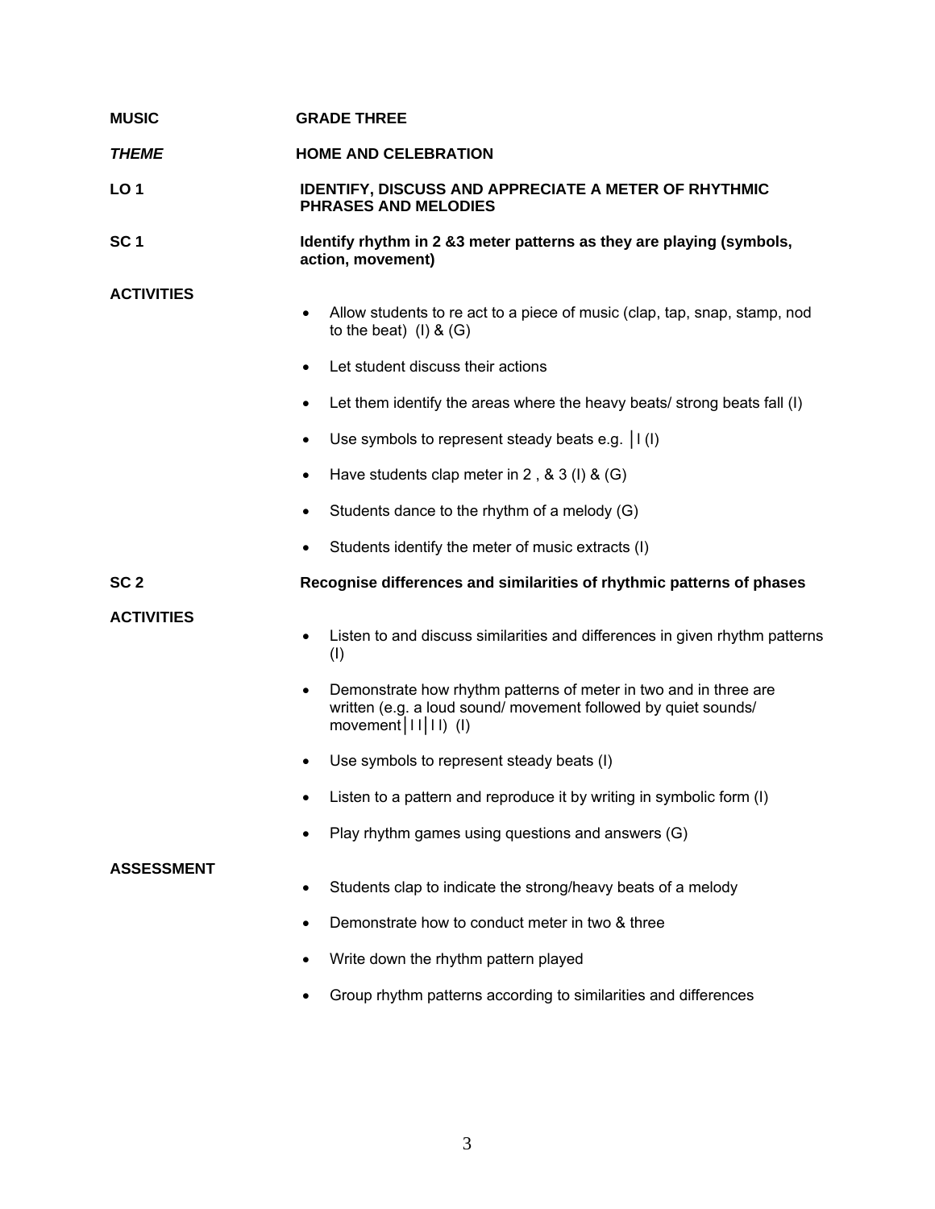**MUSIC** GRADE THREE

***THEME*** **HOME AND CELEBRATION**

**LO 1** **IDENTIFY, DISCUSS AND APPRECIATE A METER OF RHYTHMIC PHRASES AND MELODIES**

**SC 1** **Identify rhythm in 2 &3 meter patterns as they are playing (symbols, action, movement)**

**ACTIVITIES**

- Allow students to re act to a piece of music (clap, tap, snap, stamp, nod to the beat) (I) & (G)
- Let student discuss their actions
- Let them identify the areas where the heavy beats/ strong beats fall (I)
- Use symbols to represent steady beats e.g. │I (I)
- Have students clap meter in 2 , & 3 (I) & (G)
- Students dance to the rhythm of a melody (G)
- Students identify the meter of music extracts (I)

**SC 2** **Recognise differences and similarities of rhythmic patterns of phases**

**ACTIVITIES**

- Listen to and discuss similarities and differences in given rhythm patterns (I)
- Demonstrate how rhythm patterns of meter in two and in three are written (e.g. a loud sound/ movement followed by quiet sounds/ movement│I I│I I) (I)
- Use symbols to represent steady beats (I)
- Listen to a pattern and reproduce it by writing in symbolic form (I)
- Play rhythm games using questions and answers (G)

**ASSESSMENT**

- Students clap to indicate the strong/heavy beats of a melody
- Demonstrate how to conduct meter in two & three
- Write down the rhythm pattern played
- Group rhythm patterns according to similarities and differences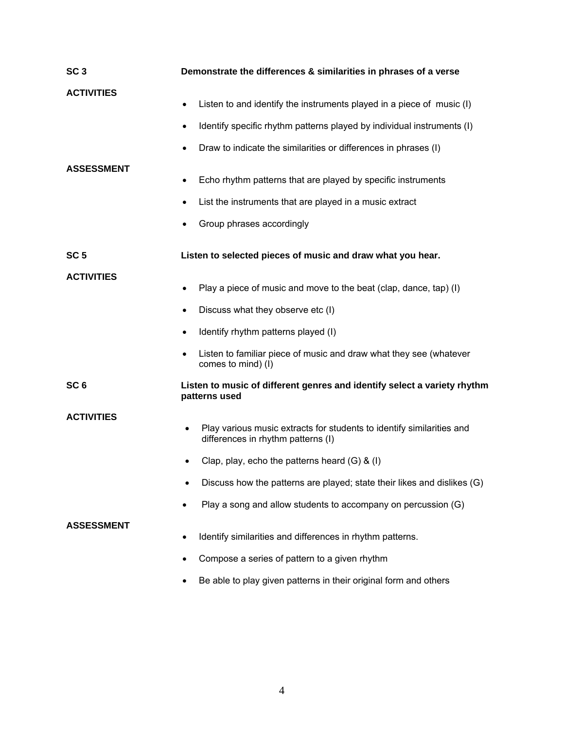**SC 3** **Demonstrate the differences & similarities in phrases of a verse**

**ACTIVITIES**

- Listen to and identify the instruments played in a piece of music (I)
- Identify specific rhythm patterns played by individual instruments (I)
- Draw to indicate the similarities or differences in phrases (I)

**ASSESSMENT**

- Echo rhythm patterns that are played by specific instruments
- List the instruments that are played in a music extract
- Group phrases accordingly

**SC 5** **Listen to selected pieces of music and draw what you hear.**

**ACTIVITIES**

- Play a piece of music and move to the beat (clap, dance, tap) (I)
- Discuss what they observe etc (I)
- Identify rhythm patterns played (I)
- Listen to familiar piece of music and draw what they see (whatever comes to mind) (I)

**SC 6** **Listen to music of different genres and identify select a variety rhythm patterns used**

**ACTIVITIES**

- Play various music extracts for students to identify similarities and differences in rhythm patterns (I)
- Clap, play, echo the patterns heard (G) & (I)
- Discuss how the patterns are played; state their likes and dislikes (G)
- Play a song and allow students to accompany on percussion (G)

**ASSESSMENT**

- Identify similarities and differences in rhythm patterns.
- Compose a series of pattern to a given rhythm
- Be able to play given patterns in their original form and others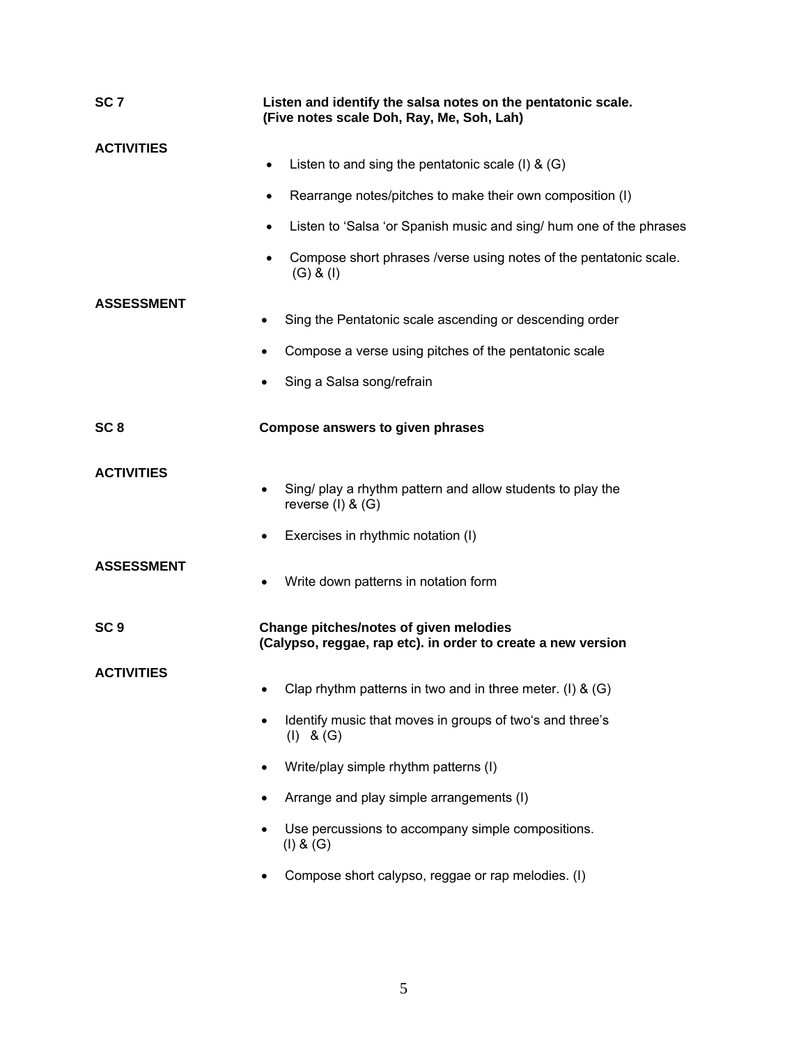**SC 7** **Listen and identify the salsa notes on the pentatonic scale. (Five notes scale Doh, Ray, Me, Soh, Lah)**

**ACTIVITIES**

- Listen to and sing the pentatonic scale (I) & (G)
- Rearrange notes/pitches to make their own composition (I)
- Listen to 'Salsa 'or Spanish music and sing/ hum one of the phrases
- Compose short phrases /verse using notes of the pentatonic scale. (G) & (I)

**ASSESSMENT**

- Sing the Pentatonic scale ascending or descending order
- Compose a verse using pitches of the pentatonic scale
- Sing a Salsa song/refrain

**SC 8** **Compose answers to given phrases**

**ACTIVITIES**

- Sing/ play a rhythm pattern and allow students to play the reverse (I) & (G)
- Exercises in rhythmic notation (I)

**ASSESSMENT**

- Write down patterns in notation form

**SC 9** **Change pitches/notes of given melodies (Calypso, reggae, rap etc). in order to create a new version**

**ACTIVITIES**

- Clap rhythm patterns in two and in three meter. (I) & (G)
- Identify music that moves in groups of two's and three's (I) & (G)
- Write/play simple rhythm patterns (I)
- Arrange and play simple arrangements (I)
- Use percussions to accompany simple compositions. (I) & (G)
- Compose short calypso, reggae or rap melodies. (I)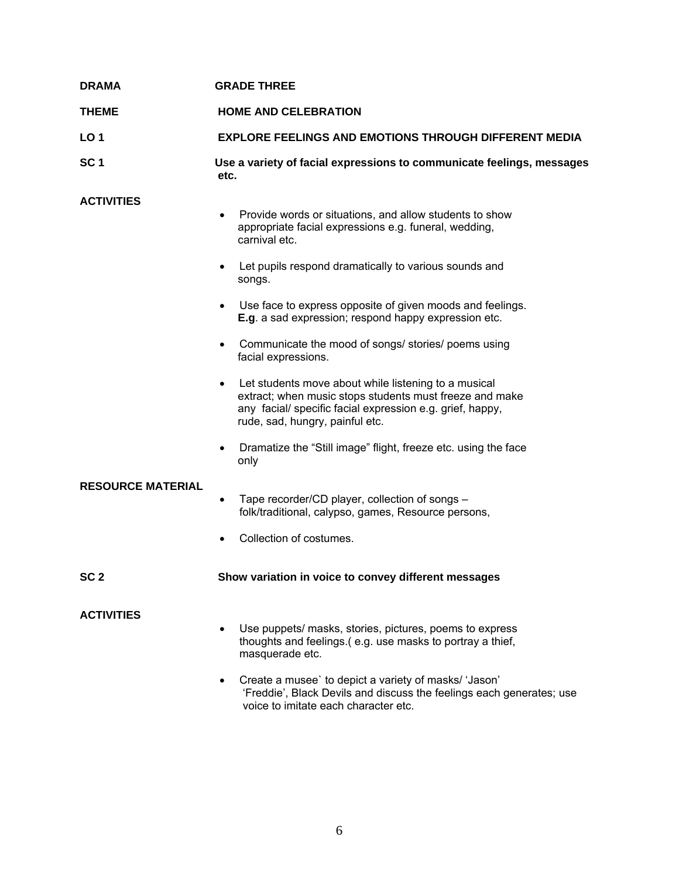**DRAMA** **GRADE THREE**

**THEME** **HOME AND CELEBRATION**

**LO 1** **EXPLORE FEELINGS AND EMOTIONS THROUGH DIFFERENT MEDIA**

**SC 1** **Use a variety of facial expressions to communicate feelings, messages etc.**

**ACTIVITIES**

- Provide words or situations, and allow students to show appropriate facial expressions e.g. funeral, wedding, carnival etc.
- Let pupils respond dramatically to various sounds and songs.
- Use face to express opposite of given moods and feelings. **E.g**. a sad expression; respond happy expression etc.
- Communicate the mood of songs/ stories/ poems using facial expressions.
- Let students move about while listening to a musical extract; when music stops students must freeze and make any facial/ specific facial expression e.g. grief, happy, rude, sad, hungry, painful etc.
- Dramatize the "Still image" flight, freeze etc. using the face only

**RESOURCE MATERIAL**

- Tape recorder/CD player, collection of songs – folk/traditional, calypso, games, Resource persons,
- Collection of costumes.

**SC 2** **Show variation in voice to convey different messages**

**ACTIVITIES**

- Use puppets/ masks, stories, pictures, poems to express thoughts and feelings.( e.g. use masks to portray a thief, masquerade etc.
- Create a musee` to depict a variety of masks/ 'Jason' 'Freddie', Black Devils and discuss the feelings each generates; use voice to imitate each character etc.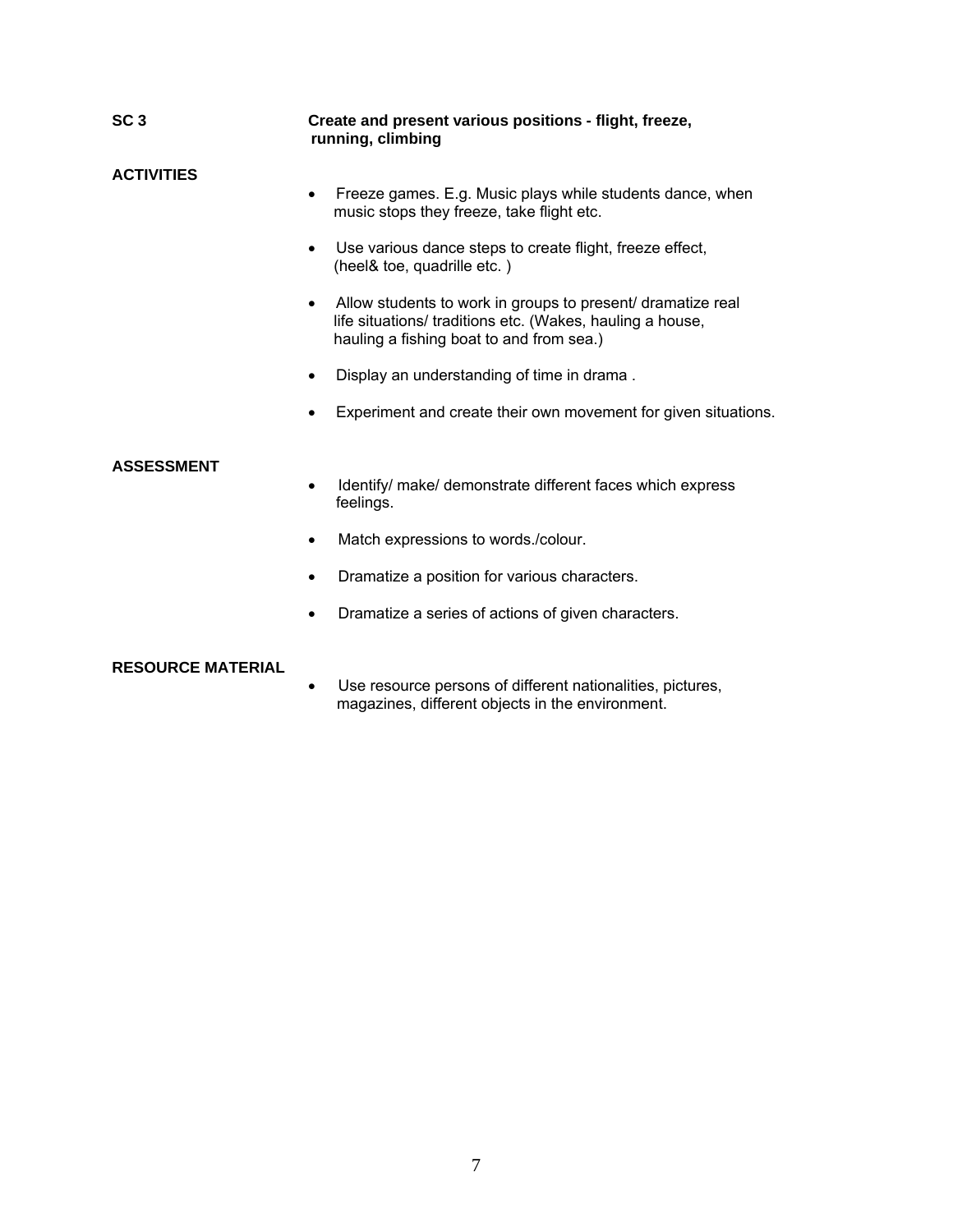**SC 3** **Create and present various positions - flight, freeze, running, climbing**

**ACTIVITIES**

- Freeze games. E.g. Music plays while students dance, when music stops they freeze, take flight etc.
- Use various dance steps to create flight, freeze effect, (heel& toe, quadrille etc. )
- Allow students to work in groups to present/ dramatize real life situations/ traditions etc. (Wakes, hauling a house, hauling a fishing boat to and from sea.)
- Display an understanding of time in drama .
- Experiment and create their own movement for given situations.

**ASSESSMENT**

- Identify/ make/ demonstrate different faces which express feelings.
- Match expressions to words./colour.
- Dramatize a position for various characters.
- Dramatize a series of actions of given characters.

**RESOURCE MATERIAL**

- Use resource persons of different nationalities, pictures, magazines, different objects in the environment.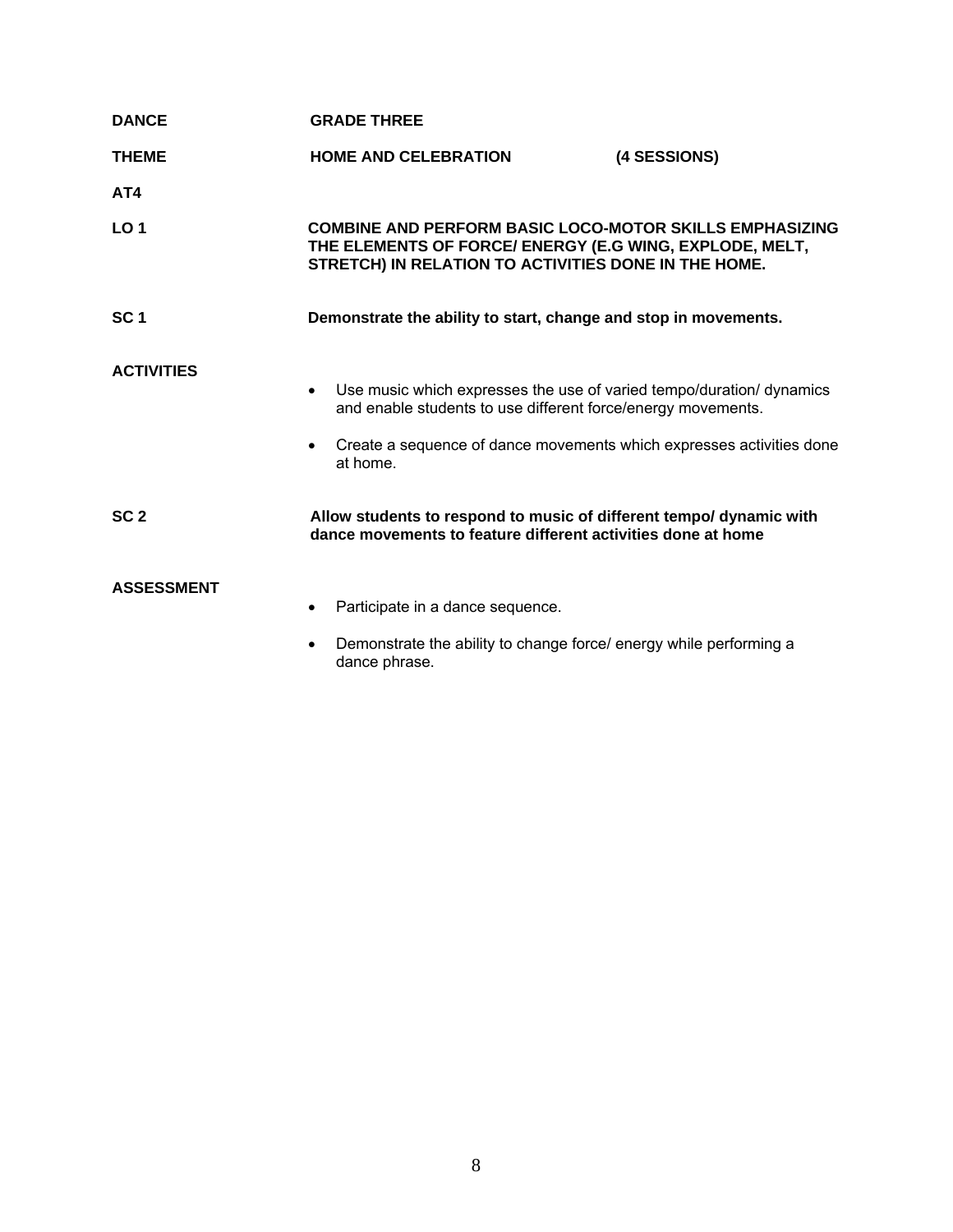**DANCE** **GRADE THREE**

**THEME** **HOME AND CELEBRATION** **(4 SESSIONS)**

**AT4**

**LO 1** **COMBINE AND PERFORM BASIC LOCO-MOTOR SKILLS EMPHASIZING THE ELEMENTS OF FORCE/ ENERGY (E.G WING, EXPLODE, MELT, STRETCH) IN RELATION TO ACTIVITIES DONE IN THE HOME.**

**SC 1** **Demonstrate the ability to start, change and stop in movements.**

**ACTIVITIES**

- Use music which expresses the use of varied tempo/duration/ dynamics and enable students to use different force/energy movements.
- Create a sequence of dance movements which expresses activities done at home.

**SC 2** **Allow students to respond to music of different tempo/ dynamic with dance movements to feature different activities done at home**

**ASSESSMENT**

- Participate in a dance sequence.
- Demonstrate the ability to change force/ energy while performing a dance phrase.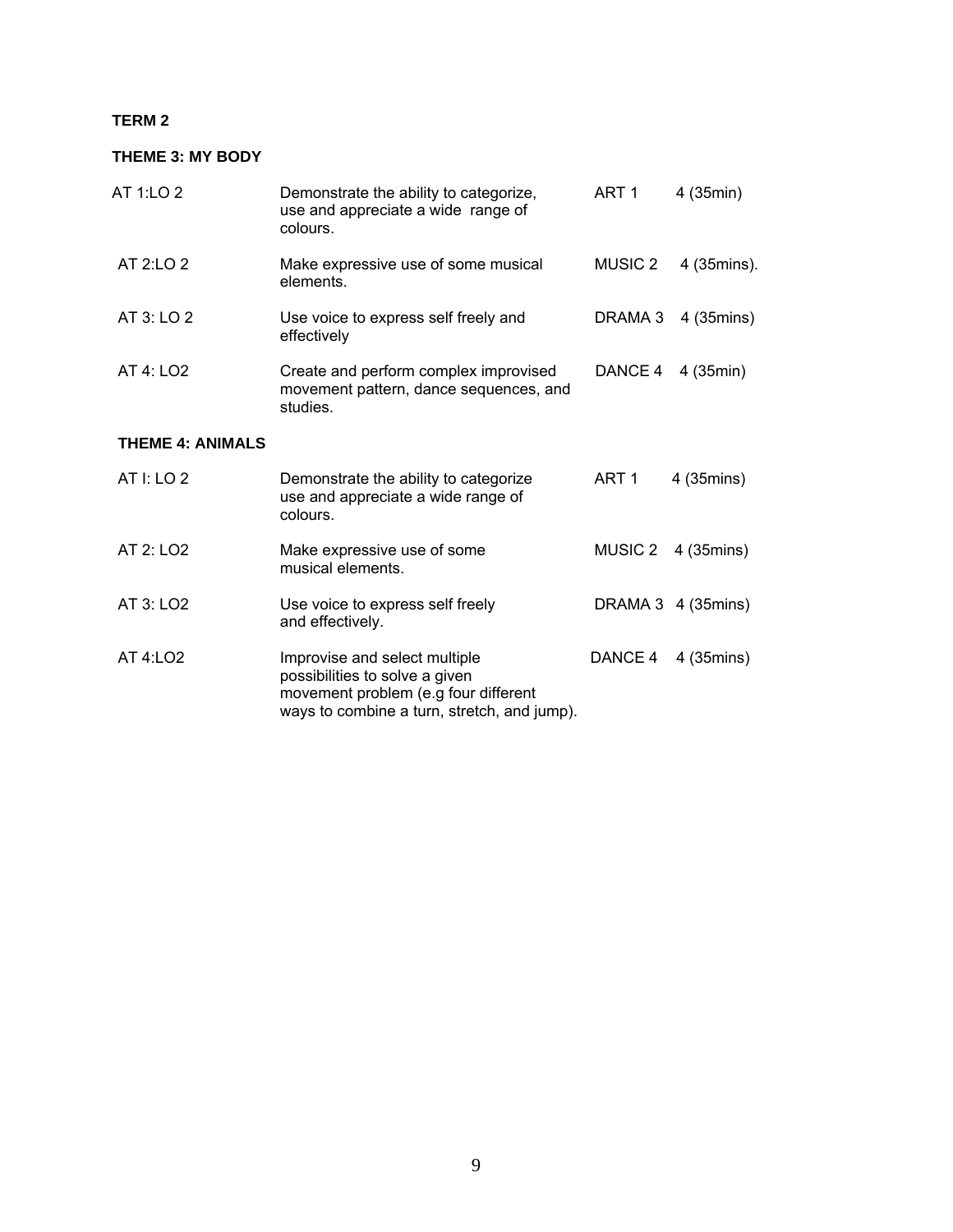**TERM 2**

**THEME 3: MY BODY**

| | | | |
|---|---|---|---|
| AT 1:LO 2 | Demonstrate the ability to categorize, use and appreciate a wide range of colours. | ART 1 | 4 (35min) |
| AT 2:LO 2 | Make expressive use of some musical elements. | MUSIC 2 | 4 (35mins). |
| AT 3: LO 2 | Use voice to express self freely and effectively | DRAMA 3 | 4 (35mins) |
| AT 4: LO2 | Create and perform complex improvised movement pattern, dance sequences, and studies. | DANCE 4 | 4 (35min) |

**THEME 4: ANIMALS**

| | | | |
|---|---|---|---|
| AT I: LO 2 | Demonstrate the ability to categorize use and appreciate a wide range of colours. | ART 1 | 4 (35mins) |
| AT 2: LO2 | Make expressive use of some musical elements. | MUSIC 2 | 4 (35mins) |
| AT 3: LO2 | Use voice to express self freely and effectively. | DRAMA 3 | 4 (35mins) |
| AT 4:LO2 | Improvise and select multiple possibilities to solve a given movement problem (e.g four different ways to combine a turn, stretch, and jump). | DANCE 4 | 4 (35mins) |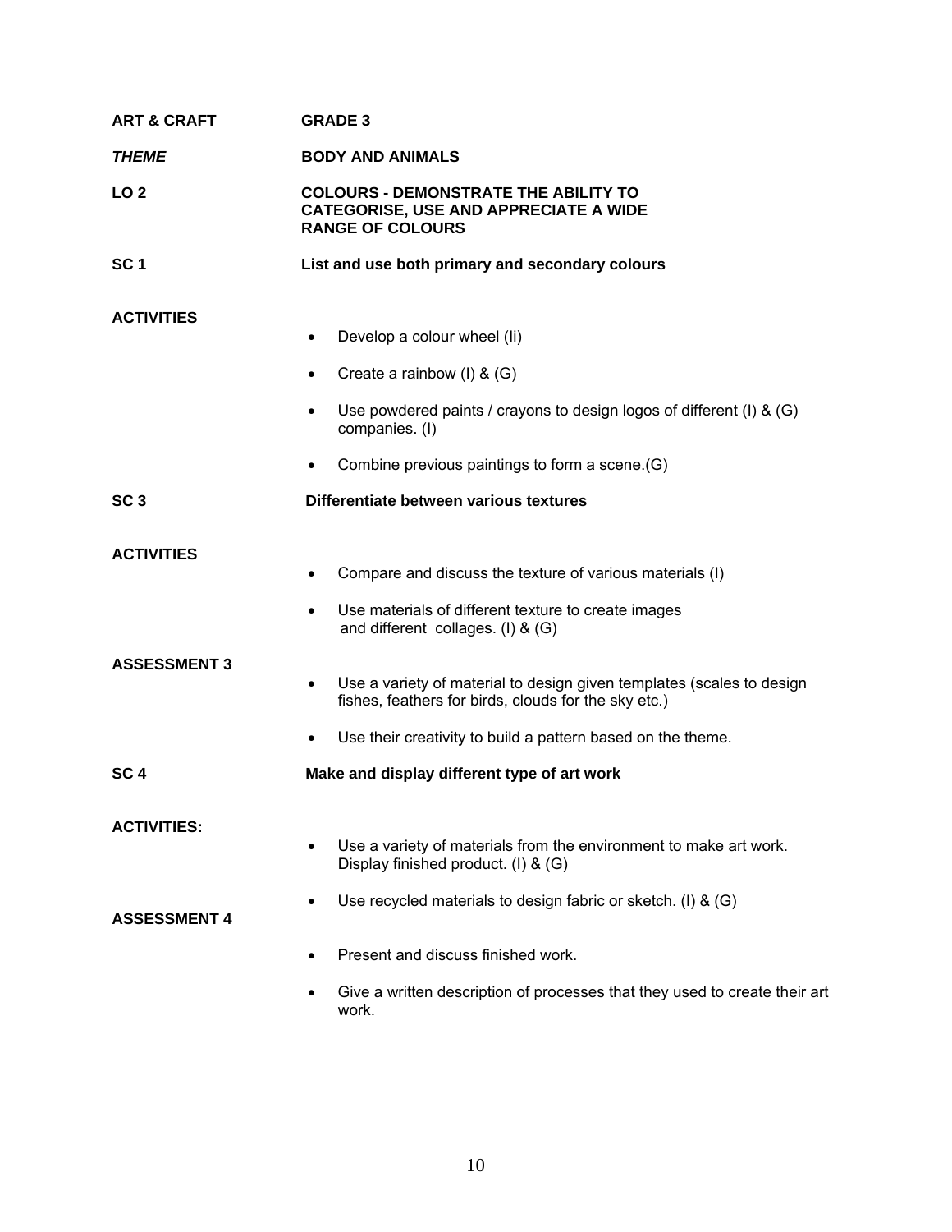**ART & CRAFT** **GRADE 3**

***THEME*** **BODY AND ANIMALS**

**LO 2** **COLOURS - DEMONSTRATE THE ABILITY TO CATEGORISE, USE AND APPRECIATE A WIDE RANGE OF COLOURS**

**SC 1** **List and use both primary and secondary colours**

**ACTIVITIES**

- Develop a colour wheel (Ii)
- Create a rainbow (I) & (G)
- Use powdered paints / crayons to design logos of different (I) & (G) companies. (I)
- Combine previous paintings to form a scene.(G)

**SC 3** **Differentiate between various textures**

**ACTIVITIES**

- Compare and discuss the texture of various materials (I)
- Use materials of different texture to create images and different collages. (I) & (G)

**ASSESSMENT 3**

- Use a variety of material to design given templates (scales to design fishes, feathers for birds, clouds for the sky etc.)
- Use their creativity to build a pattern based on the theme.

**SC 4** **Make and display different type of art work**

**ACTIVITIES:**

- Use a variety of materials from the environment to make art work. Display finished product. (I) & (G)
- Use recycled materials to design fabric or sketch. (I) & (G)

**ASSESSMENT 4**

- Present and discuss finished work.
- Give a written description of processes that they used to create their art work.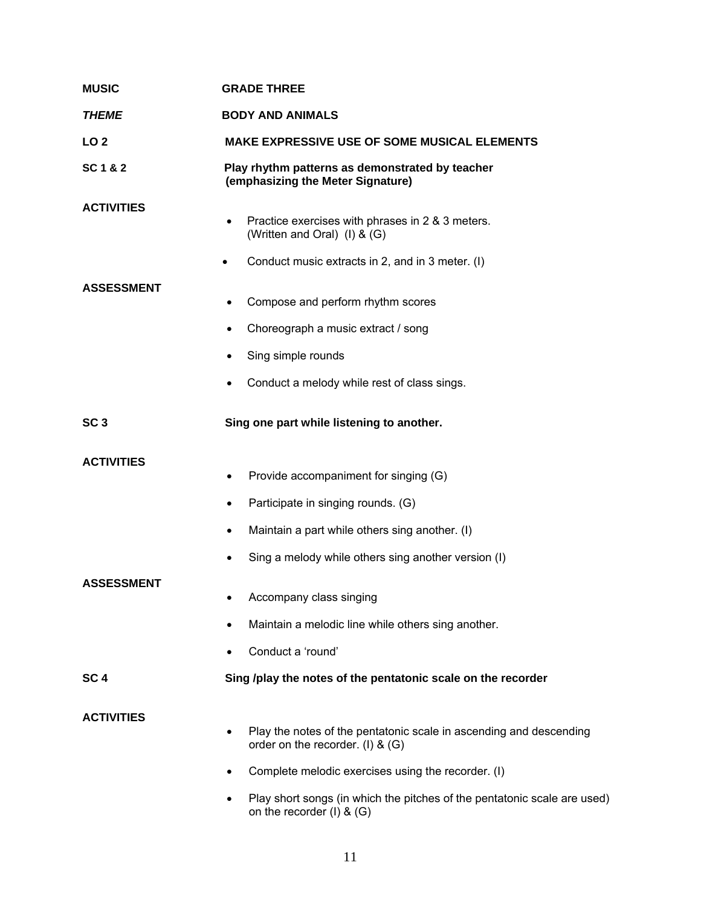**MUSIC** **GRADE THREE**

***THEME*** **BODY AND ANIMALS**

**LO 2** **MAKE EXPRESSIVE USE OF SOME MUSICAL ELEMENTS**

**SC 1 & 2** **Play rhythm patterns as demonstrated by teacher (emphasizing the Meter Signature)**

**ACTIVITIES**

- Practice exercises with phrases in 2 & 3 meters. (Written and Oral) (I) & (G)
- Conduct music extracts in 2, and in 3 meter. (I)

**ASSESSMENT**

- Compose and perform rhythm scores
- Choreograph a music extract / song
- Sing simple rounds
- Conduct a melody while rest of class sings.

**SC 3** **Sing one part while listening to another.**

**ACTIVITIES**

- Provide accompaniment for singing (G)
- Participate in singing rounds. (G)
- Maintain a part while others sing another. (I)
- Sing a melody while others sing another version (I)

**ASSESSMENT**

- Accompany class singing
- Maintain a melodic line while others sing another.
- Conduct a 'round'

**SC 4** **Sing /play the notes of the pentatonic scale on the recorder**

**ACTIVITIES**

- Play the notes of the pentatonic scale in ascending and descending order on the recorder. (I) & (G)
- Complete melodic exercises using the recorder. (I)
- Play short songs (in which the pitches of the pentatonic scale are used) on the recorder (I) & (G)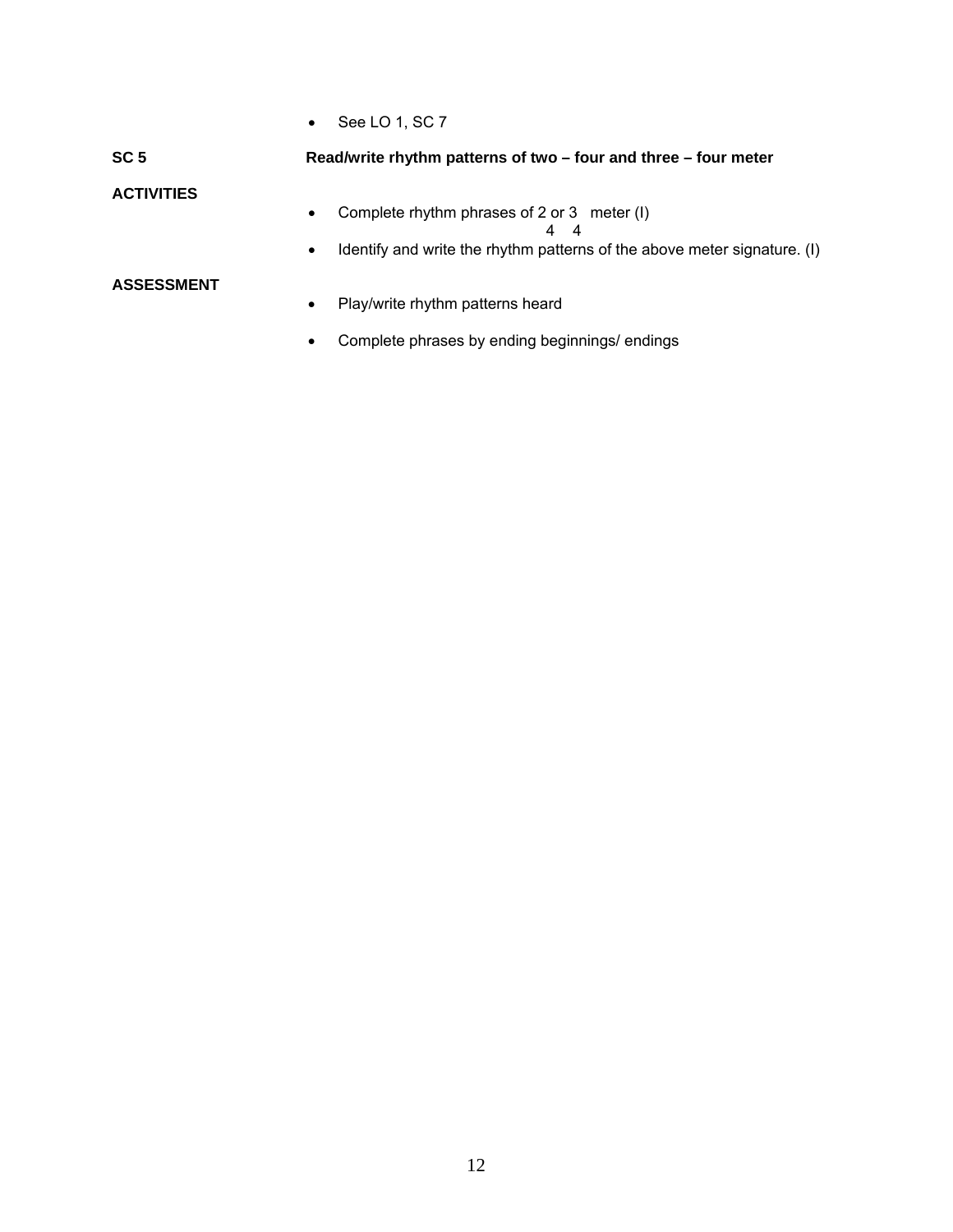- See LO 1, SC 7

**SC 5** **Read/write rhythm patterns of two – four and three – four meter**

**ACTIVITIES**

- Complete rhythm phrases of $\frac{2}{4}$ or $\frac{3}{4}$ meter (I)
- Identify and write the rhythm patterns of the above meter signature. (I)

**ASSESSMENT**

- Play/write rhythm patterns heard
- Complete phrases by ending beginnings/ endings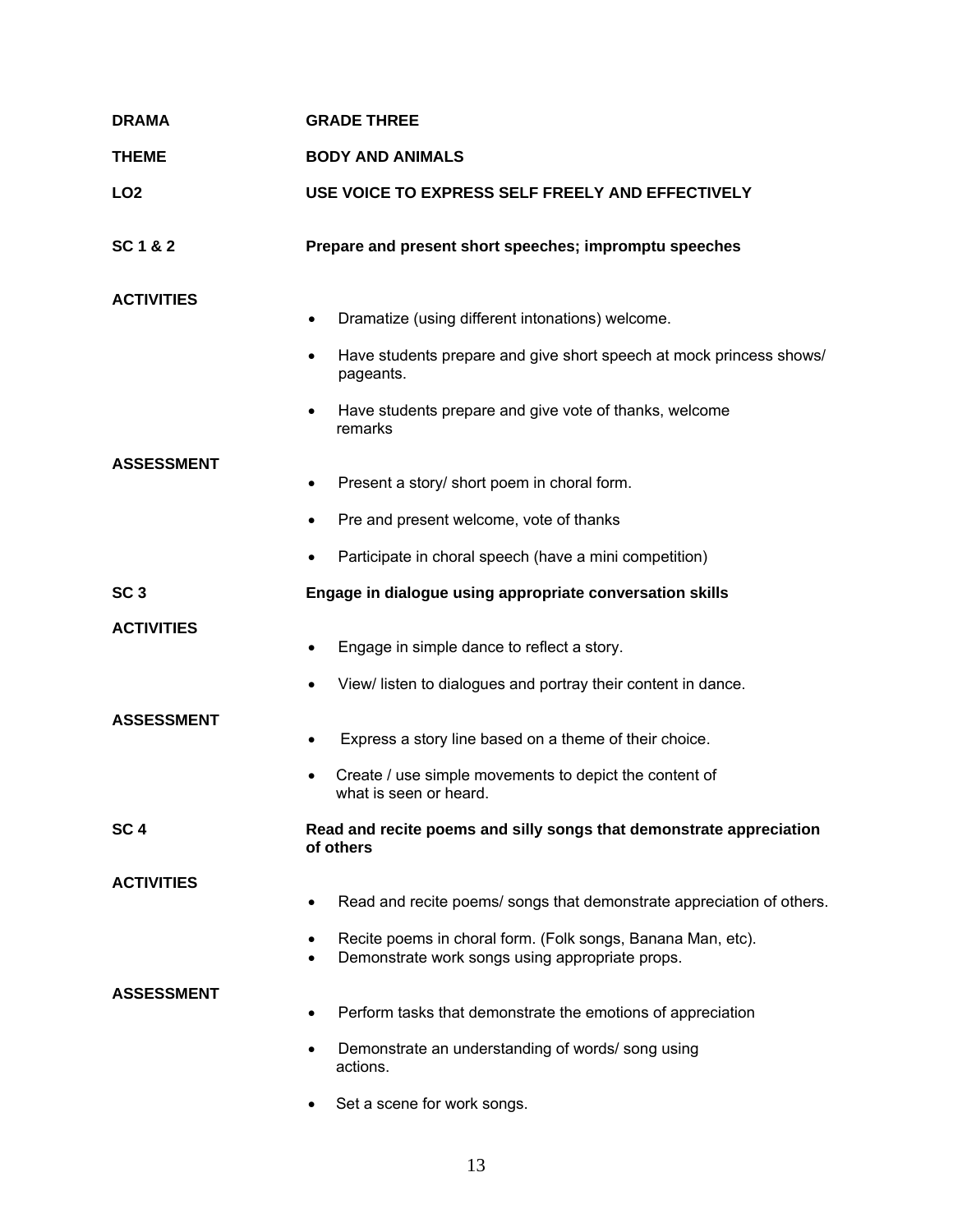**DRAMA** **GRADE THREE**

**THEME** **BODY AND ANIMALS**

**LO2** **USE VOICE TO EXPRESS SELF FREELY AND EFFECTIVELY**

**SC 1 & 2** **Prepare and present short speeches; impromptu speeches**

**ACTIVITIES**

- Dramatize (using different intonations) welcome.
- Have students prepare and give short speech at mock princess shows/ pageants.
- Have students prepare and give vote of thanks, welcome remarks

**ASSESSMENT**

- Present a story/ short poem in choral form.
- Pre and present welcome, vote of thanks
- Participate in choral speech (have a mini competition)

**SC 3** **Engage in dialogue using appropriate conversation skills**

**ACTIVITIES**

- Engage in simple dance to reflect a story.
- View/ listen to dialogues and portray their content in dance.

**ASSESSMENT**

- Express a story line based on a theme of their choice.
- Create / use simple movements to depict the content of what is seen or heard.

**SC 4** **Read and recite poems and silly songs that demonstrate appreciation of others**

**ACTIVITIES**

- Read and recite poems/ songs that demonstrate appreciation of others.
- Recite poems in choral form. (Folk songs, Banana Man, etc).
- Demonstrate work songs using appropriate props.

**ASSESSMENT**

- Perform tasks that demonstrate the emotions of appreciation
- Demonstrate an understanding of words/ song using actions.
- Set a scene for work songs.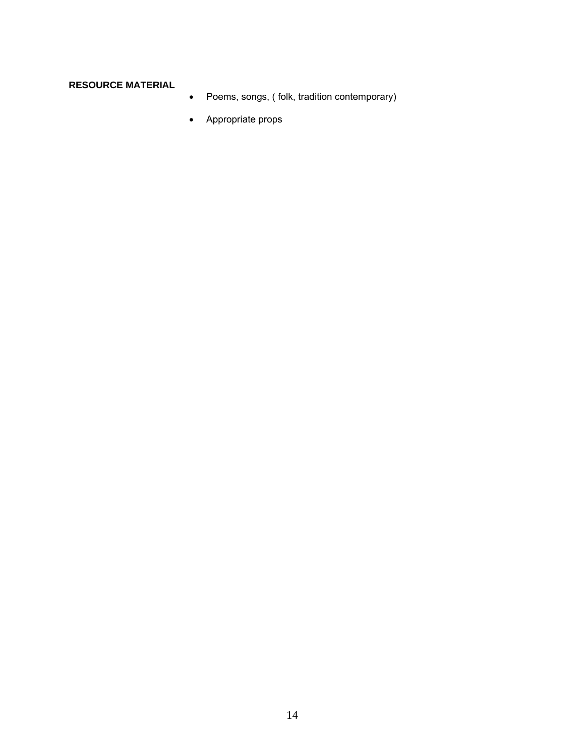**RESOURCE MATERIAL**

- Poems, songs, ( folk, tradition contemporary)
- Appropriate props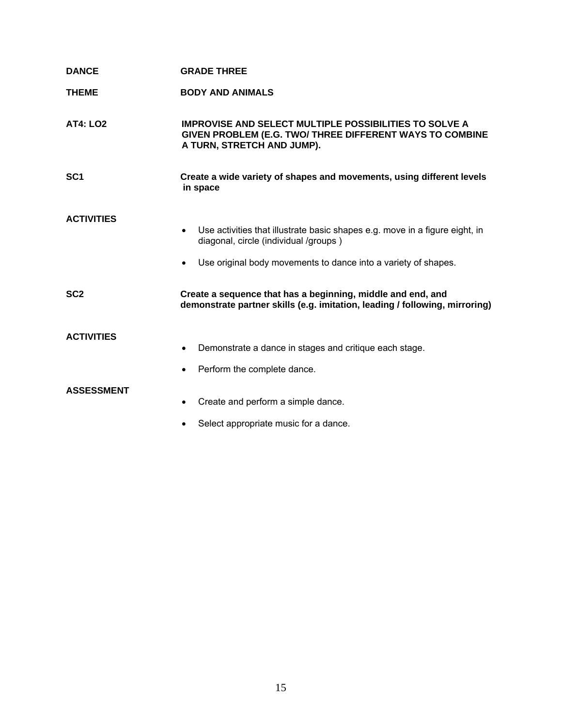**DANCE** **GRADE THREE**

**THEME** **BODY AND ANIMALS**

**AT4: LO2** **IMPROVISE AND SELECT MULTIPLE POSSIBILITIES TO SOLVE A GIVEN PROBLEM (E.G. TWO/ THREE DIFFERENT WAYS TO COMBINE A TURN, STRETCH AND JUMP).**

**SC1** **Create a wide variety of shapes and movements, using different levels in space**

**ACTIVITIES**

- Use activities that illustrate basic shapes e.g. move in a figure eight, in diagonal, circle (individual /groups )
- Use original body movements to dance into a variety of shapes.

**SC2** **Create a sequence that has a beginning, middle and end, and demonstrate partner skills (e.g. imitation, leading / following, mirroring)**

**ACTIVITIES**

- Demonstrate a dance in stages and critique each stage.
- Perform the complete dance.

**ASSESSMENT**

- Create and perform a simple dance.
- Select appropriate music for a dance.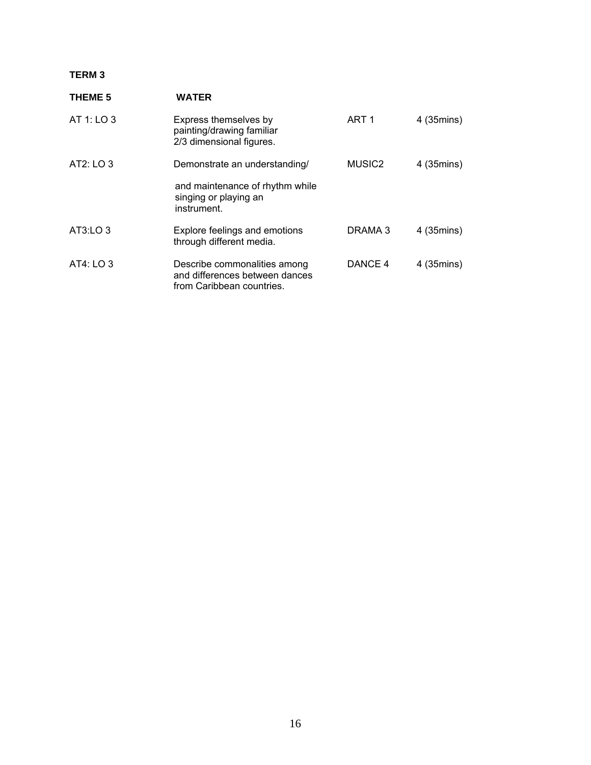**TERM 3**

| **THEME 5** | **WATER** | | |
|---|---|---|---|
| AT 1: LO 3 | Express themselves by painting/drawing familiar 2/3 dimensional figures. | ART 1 | 4 (35mins) |
| AT2: LO 3 | Demonstrate an understanding/ and maintenance of rhythm while singing or playing an instrument. | MUSIC2 | 4 (35mins) |
| AT3:LO 3 | Explore feelings and emotions through different media. | DRAMA 3 | 4 (35mins) |
| AT4: LO 3 | Describe commonalities among and differences between dances from Caribbean countries. | DANCE 4 | 4 (35mins) |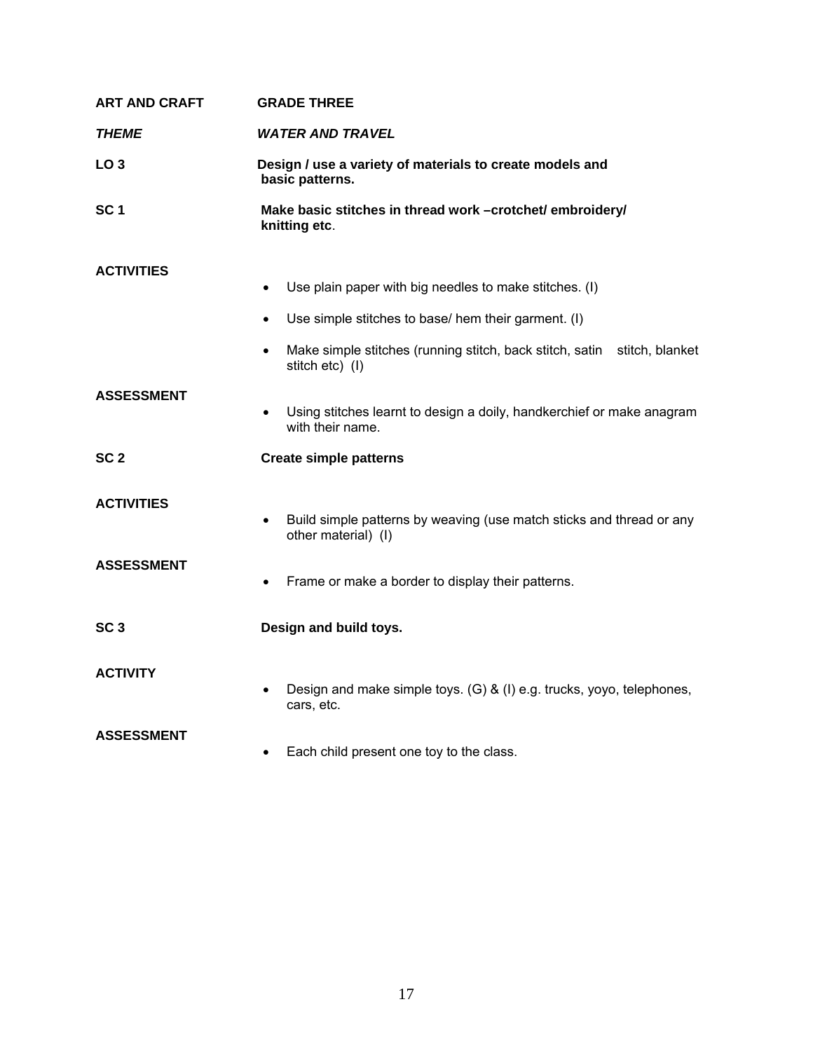**ART AND CRAFT** **GRADE THREE**

***THEME*** ***WATER AND TRAVEL***

**LO 3** **Design / use a variety of materials to create models and basic patterns.**

**SC 1** **Make basic stitches in thread work –crotchet/ embroidery/ knitting etc**.

**ACTIVITIES**

- Use plain paper with big needles to make stitches. (I)
- Use simple stitches to base/ hem their garment. (I)
- Make simple stitches (running stitch, back stitch, satin stitch, blanket stitch etc) (I)

**ASSESSMENT**

- Using stitches learnt to design a doily, handkerchief or make anagram with their name.

**SC 2** **Create simple patterns**

**ACTIVITIES**

- Build simple patterns by weaving (use match sticks and thread or any other material) (I)

**ASSESSMENT**

- Frame or make a border to display their patterns.

**SC 3** **Design and build toys.**

**ACTIVITY**

- Design and make simple toys. (G) & (I) e.g. trucks, yoyo, telephones, cars, etc.

**ASSESSMENT**

- Each child present one toy to the class.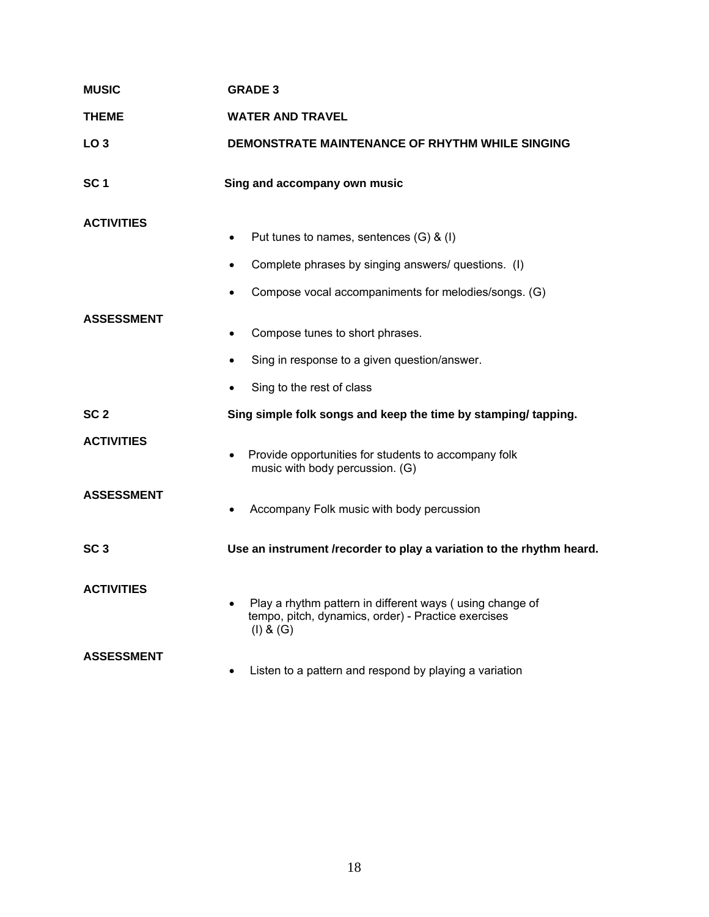**MUSIC** **GRADE 3**

**THEME** **WATER AND TRAVEL**

**LO 3** **DEMONSTRATE MAINTENANCE OF RHYTHM WHILE SINGING**

**SC 1** **Sing and accompany own music**

**ACTIVITIES**

- Put tunes to names, sentences (G) & (I)
- Complete phrases by singing answers/ questions. (I)
- Compose vocal accompaniments for melodies/songs. (G)

**ASSESSMENT**

- Compose tunes to short phrases.
- Sing in response to a given question/answer.
- Sing to the rest of class

**SC 2** **Sing simple folk songs and keep the time by stamping/ tapping.**

**ACTIVITIES**

- Provide opportunities for students to accompany folk music with body percussion. (G)

**ASSESSMENT**

- Accompany Folk music with body percussion

**SC 3** **Use an instrument /recorder to play a variation to the rhythm heard.**

**ACTIVITIES**

- Play a rhythm pattern in different ways ( using change of tempo, pitch, dynamics, order) - Practice exercises (I) & (G)

**ASSESSMENT**

- Listen to a pattern and respond by playing a variation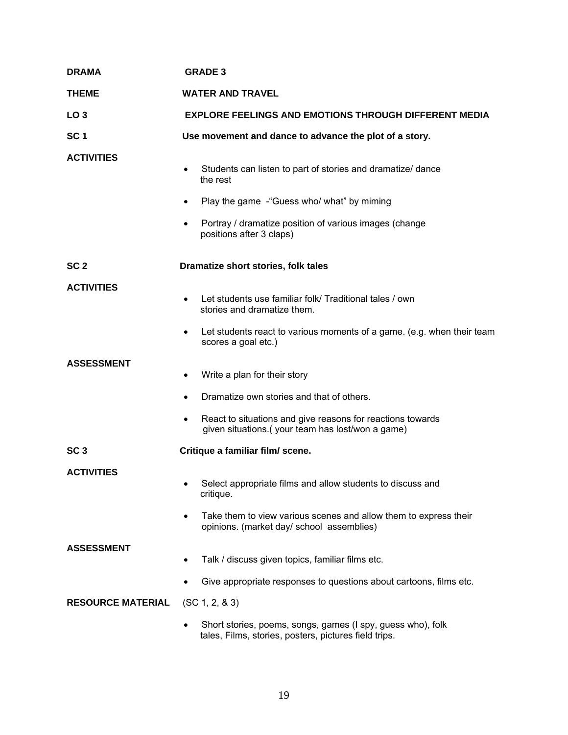**DRAMA** **GRADE 3**

**THEME** **WATER AND TRAVEL**

**LO 3** **EXPLORE FEELINGS AND EMOTIONS THROUGH DIFFERENT MEDIA**

**SC 1** **Use movement and dance to advance the plot of a story.**

**ACTIVITIES**

- Students can listen to part of stories and dramatize/ dance the rest
- Play the game -"Guess who/ what" by miming
- Portray / dramatize position of various images (change positions after 3 claps)

**SC 2** **Dramatize short stories, folk tales**

**ACTIVITIES**

- Let students use familiar folk/ Traditional tales / own stories and dramatize them.
- Let students react to various moments of a game. (e.g. when their team scores a goal etc.)

**ASSESSMENT**

- Write a plan for their story
- Dramatize own stories and that of others.
- React to situations and give reasons for reactions towards given situations.( your team has lost/won a game)

**SC 3** **Critique a familiar film/ scene.**

**ACTIVITIES**

- Select appropriate films and allow students to discuss and critique.
- Take them to view various scenes and allow them to express their opinions. (market day/ school assemblies)

**ASSESSMENT**

- Talk / discuss given topics, familiar films etc.
- Give appropriate responses to questions about cartoons, films etc.

**RESOURCE MATERIAL** (SC 1, 2, & 3)

- Short stories, poems, songs, games (I spy, guess who), folk tales, Films, stories, posters, pictures field trips.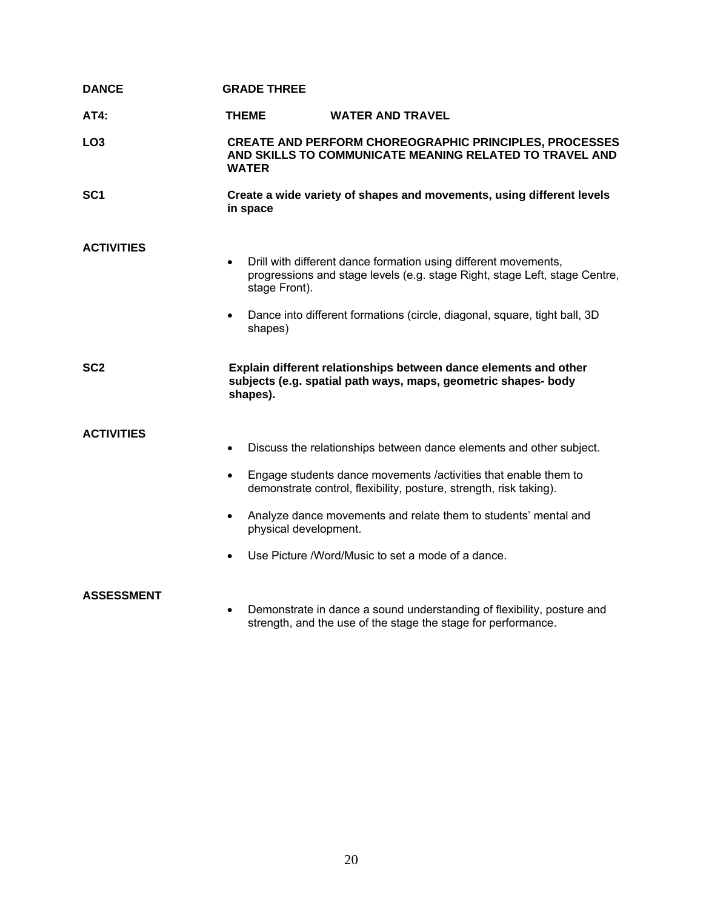**DANCE** **GRADE THREE**

**AT4:** **THEME** **WATER AND TRAVEL**

**LO3** **CREATE AND PERFORM CHOREOGRAPHIC PRINCIPLES, PROCESSES AND SKILLS TO COMMUNICATE MEANING RELATED TO TRAVEL AND WATER**

**SC1** **Create a wide variety of shapes and movements, using different levels in space**

**ACTIVITIES**

- Drill with different dance formation using different movements, progressions and stage levels (e.g. stage Right, stage Left, stage Centre, stage Front).
- Dance into different formations (circle, diagonal, square, tight ball, 3D shapes)

**SC2** **Explain different relationships between dance elements and other subjects (e.g. spatial path ways, maps, geometric shapes- body shapes).**

**ACTIVITIES**

- Discuss the relationships between dance elements and other subject.
- Engage students dance movements /activities that enable them to demonstrate control, flexibility, posture, strength, risk taking).
- Analyze dance movements and relate them to students' mental and physical development.
- Use Picture /Word/Music to set a mode of a dance.

**ASSESSMENT**

- Demonstrate in dance a sound understanding of flexibility, posture and strength, and the use of the stage the stage for performance.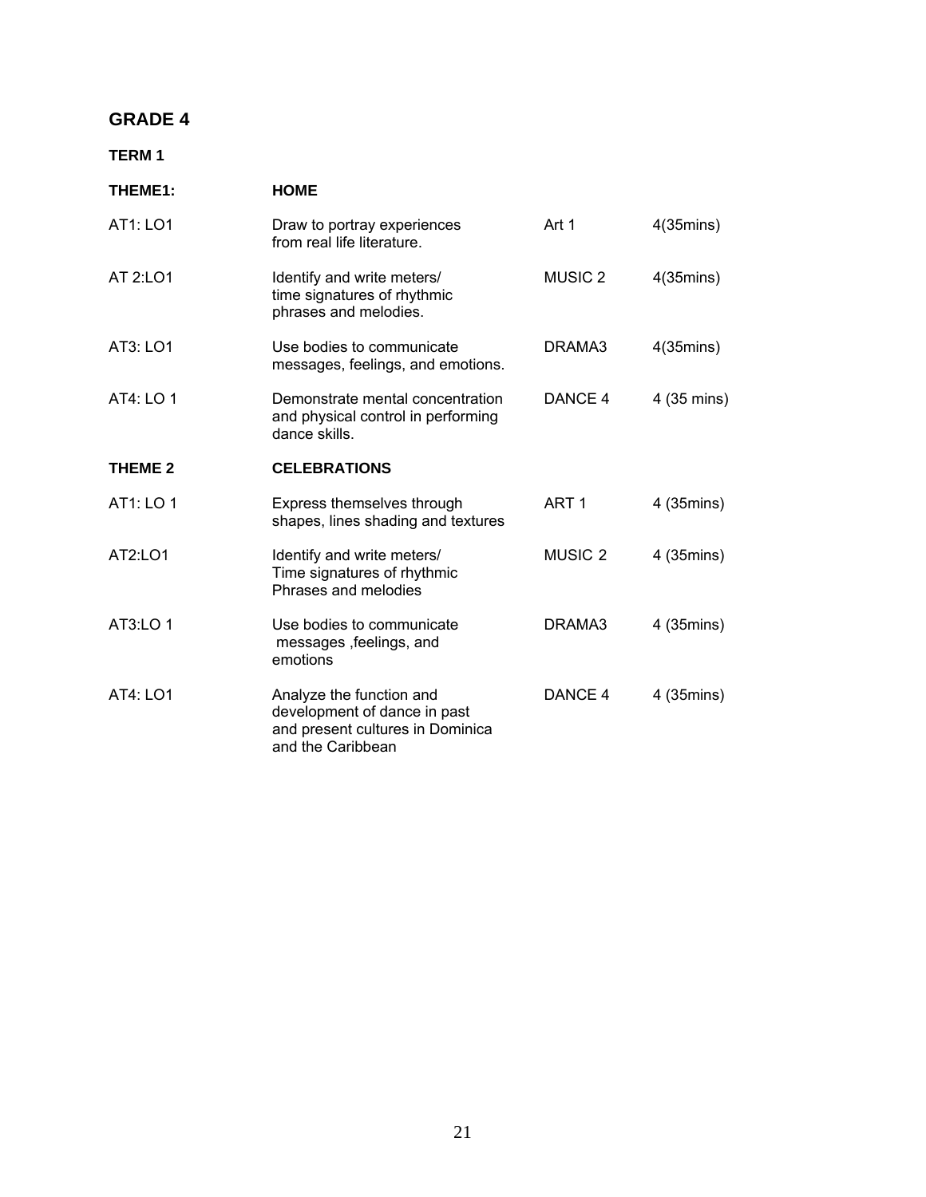## GRADE 4

### TERM 1

| THEME1: | HOME | | |
|---|---|---|---|
| AT1: LO1 | Draw to portray experiences from real life literature. | Art 1 | 4(35mins) |
| AT 2:LO1 | Identify and write meters/ time signatures of rhythmic phrases and melodies. | MUSIC 2 | 4(35mins) |
| AT3: LO1 | Use bodies to communicate messages, feelings, and emotions. | DRAMA3 | 4(35mins) |
| AT4: LO 1 | Demonstrate mental concentration and physical control in performing dance skills. | DANCE 4 | 4 (35 mins) |
| **THEME 2** | **CELEBRATIONS** | | |
| AT1: LO 1 | Express themselves through shapes, lines shading and textures | ART 1 | 4 (35mins) |
| AT2:LO1 | Identify and write meters/ Time signatures of rhythmic Phrases and melodies | MUSIC 2 | 4 (35mins) |
| AT3:LO 1 | Use bodies to communicate messages ,feelings, and emotions | DRAMA3 | 4 (35mins) |
| AT4: LO1 | Analyze the function and development of dance in past and present cultures in Dominica and the Caribbean | DANCE 4 | 4 (35mins) |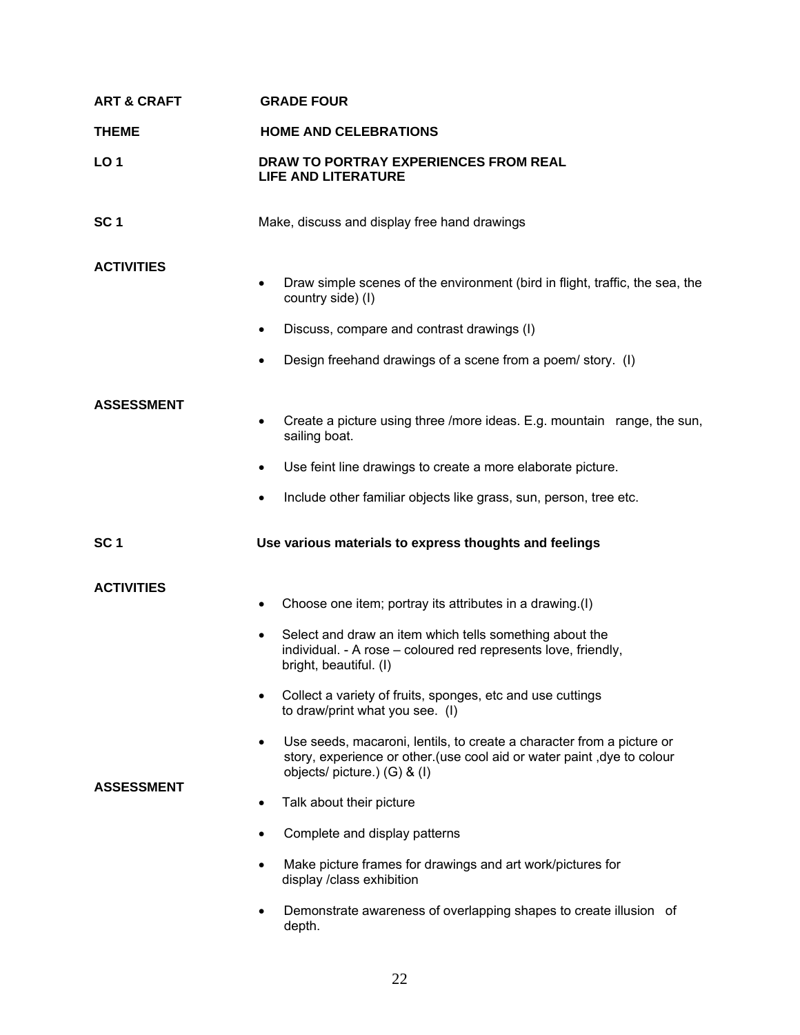**ART & CRAFT** **GRADE FOUR**

**THEME** **HOME AND CELEBRATIONS**

**LO 1** **DRAW TO PORTRAY EXPERIENCES FROM REAL LIFE AND LITERATURE**

**SC 1** Make, discuss and display free hand drawings

**ACTIVITIES**

- Draw simple scenes of the environment (bird in flight, traffic, the sea, the country side) (I)
- Discuss, compare and contrast drawings (I)
- Design freehand drawings of a scene from a poem/ story. (I)

**ASSESSMENT**

- Create a picture using three /more ideas. E.g. mountain range, the sun, sailing boat.
- Use feint line drawings to create a more elaborate picture.
- Include other familiar objects like grass, sun, person, tree etc.

**SC 1** **Use various materials to express thoughts and feelings**

**ACTIVITIES**

- Choose one item; portray its attributes in a drawing.(I)
- Select and draw an item which tells something about the individual. - A rose – coloured red represents love, friendly, bright, beautiful. (I)
- Collect a variety of fruits, sponges, etc and use cuttings to draw/print what you see. (I)
- Use seeds, macaroni, lentils, to create a character from a picture or story, experience or other.(use cool aid or water paint ,dye to colour objects/ picture.) (G) & (I)

**ASSESSMENT**

- Talk about their picture
- Complete and display patterns
- Make picture frames for drawings and art work/pictures for display /class exhibition
- Demonstrate awareness of overlapping shapes to create illusion of depth.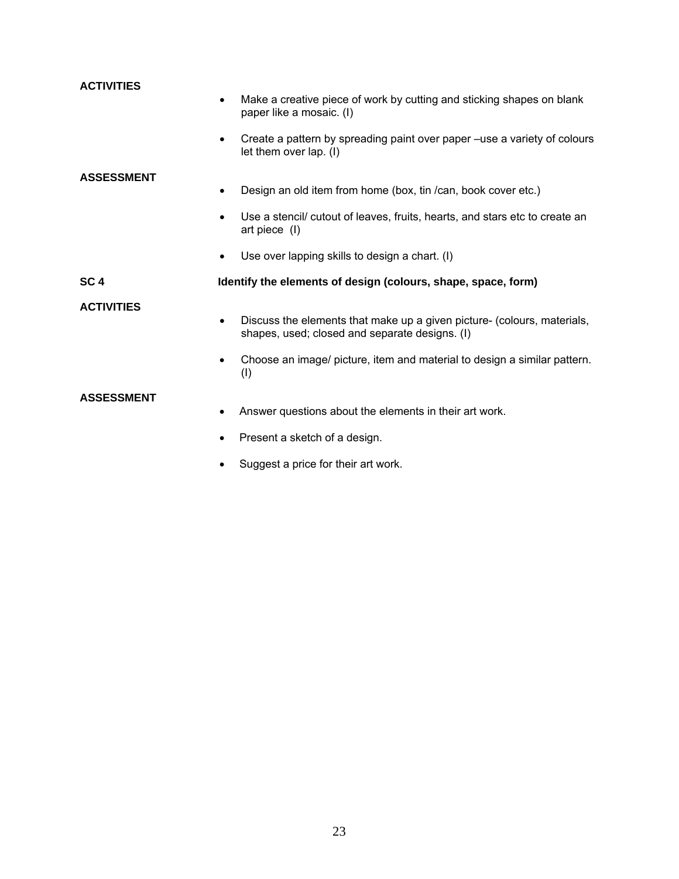**ACTIVITIES**

- Make a creative piece of work by cutting and sticking shapes on blank paper like a mosaic. (I)
- Create a pattern by spreading paint over paper –use a variety of colours let them over lap. (I)

**ASSESSMENT**

- Design an old item from home (box, tin /can, book cover etc.)
- Use a stencil/ cutout of leaves, fruits, hearts, and stars etc to create an art piece (I)
- Use over lapping skills to design a chart. (I)

**SC 4** **Identify the elements of design (colours, shape, space, form)**

**ACTIVITIES**

- Discuss the elements that make up a given picture- (colours, materials, shapes, used; closed and separate designs. (I)
- Choose an image/ picture, item and material to design a similar pattern. (I)

**ASSESSMENT**

- Answer questions about the elements in their art work.
- Present a sketch of a design.
- Suggest a price for their art work.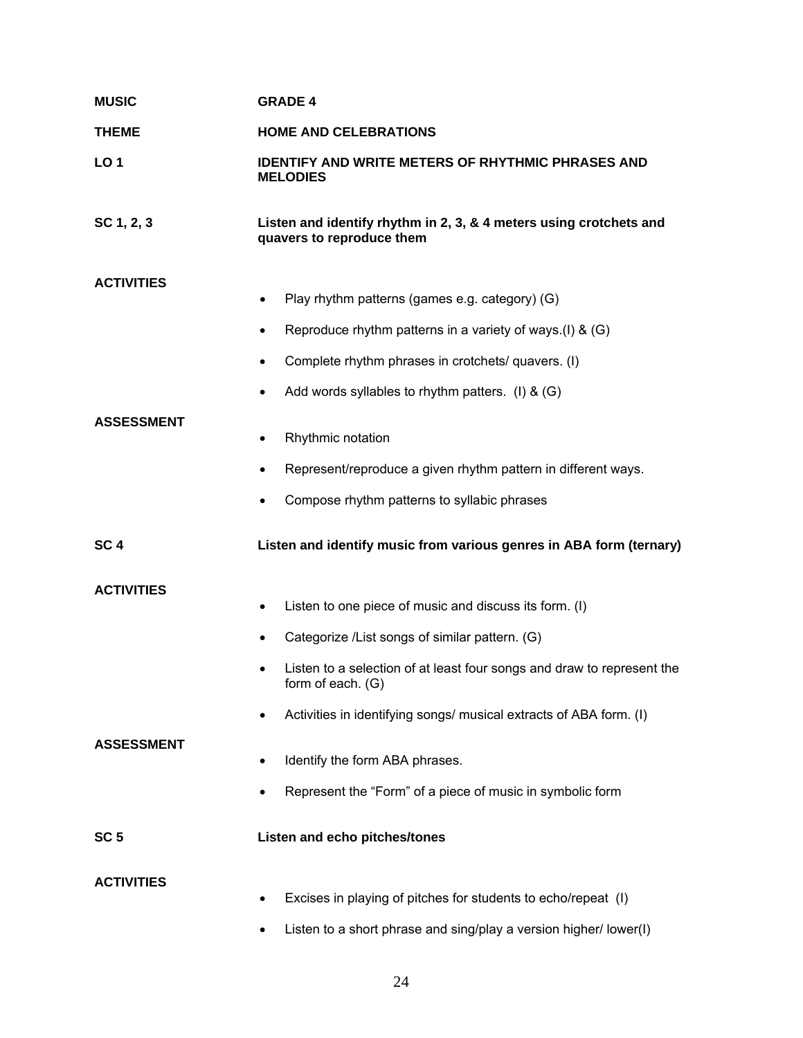**MUSIC** **GRADE 4**

**THEME** **HOME AND CELEBRATIONS**

**LO 1** **IDENTIFY AND WRITE METERS OF RHYTHMIC PHRASES AND MELODIES**

**SC 1, 2, 3** **Listen and identify rhythm in 2, 3, & 4 meters using crotchets and quavers to reproduce them**

**ACTIVITIES**

- Play rhythm patterns (games e.g. category) (G)
- Reproduce rhythm patterns in a variety of ways.(I) & (G)
- Complete rhythm phrases in crotchets/ quavers. (I)
- Add words syllables to rhythm patters. (I) & (G)

**ASSESSMENT**

- Rhythmic notation
- Represent/reproduce a given rhythm pattern in different ways.
- Compose rhythm patterns to syllabic phrases

**SC 4** **Listen and identify music from various genres in ABA form (ternary)**

**ACTIVITIES**

- Listen to one piece of music and discuss its form. (I)
- Categorize /List songs of similar pattern. (G)
- Listen to a selection of at least four songs and draw to represent the form of each. (G)
- Activities in identifying songs/ musical extracts of ABA form. (I)

**ASSESSMENT**

- Identify the form ABA phrases.
- Represent the "Form" of a piece of music in symbolic form

**SC 5** **Listen and echo pitches/tones**

**ACTIVITIES**

- Excises in playing of pitches for students to echo/repeat (I)
- Listen to a short phrase and sing/play a version higher/ lower(I)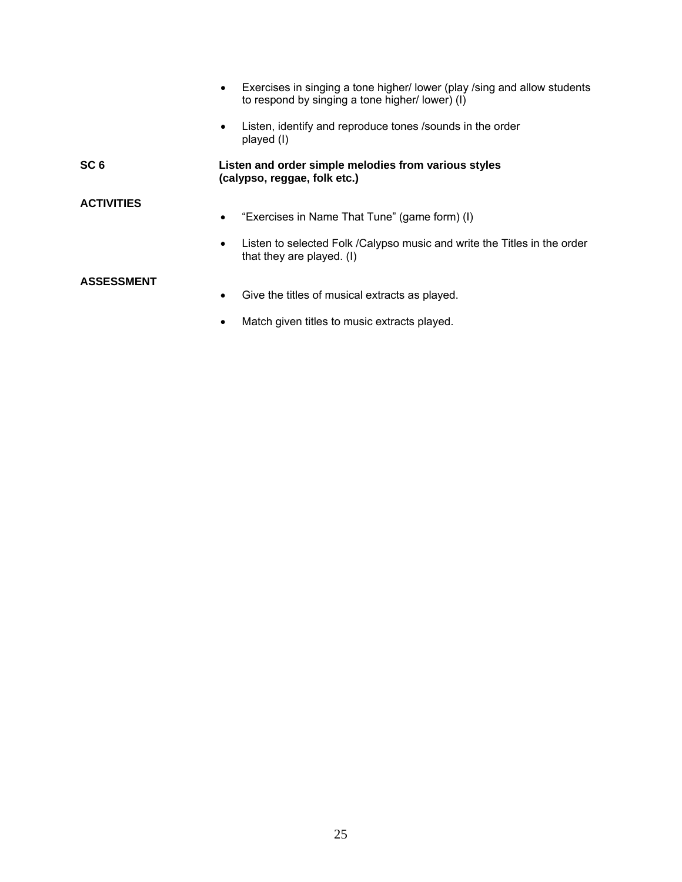- Exercises in singing a tone higher/ lower (play /sing and allow students to respond by singing a tone higher/ lower) (I)
- Listen, identify and reproduce tones /sounds in the order played (I)

**SC 6** **Listen and order simple melodies from various styles (calypso, reggae, folk etc.)**

**ACTIVITIES**

- “Exercises in Name That Tune” (game form) (I)
- Listen to selected Folk /Calypso music and write the Titles in the order that they are played. (I)

**ASSESSMENT**

- Give the titles of musical extracts as played.
- Match given titles to music extracts played.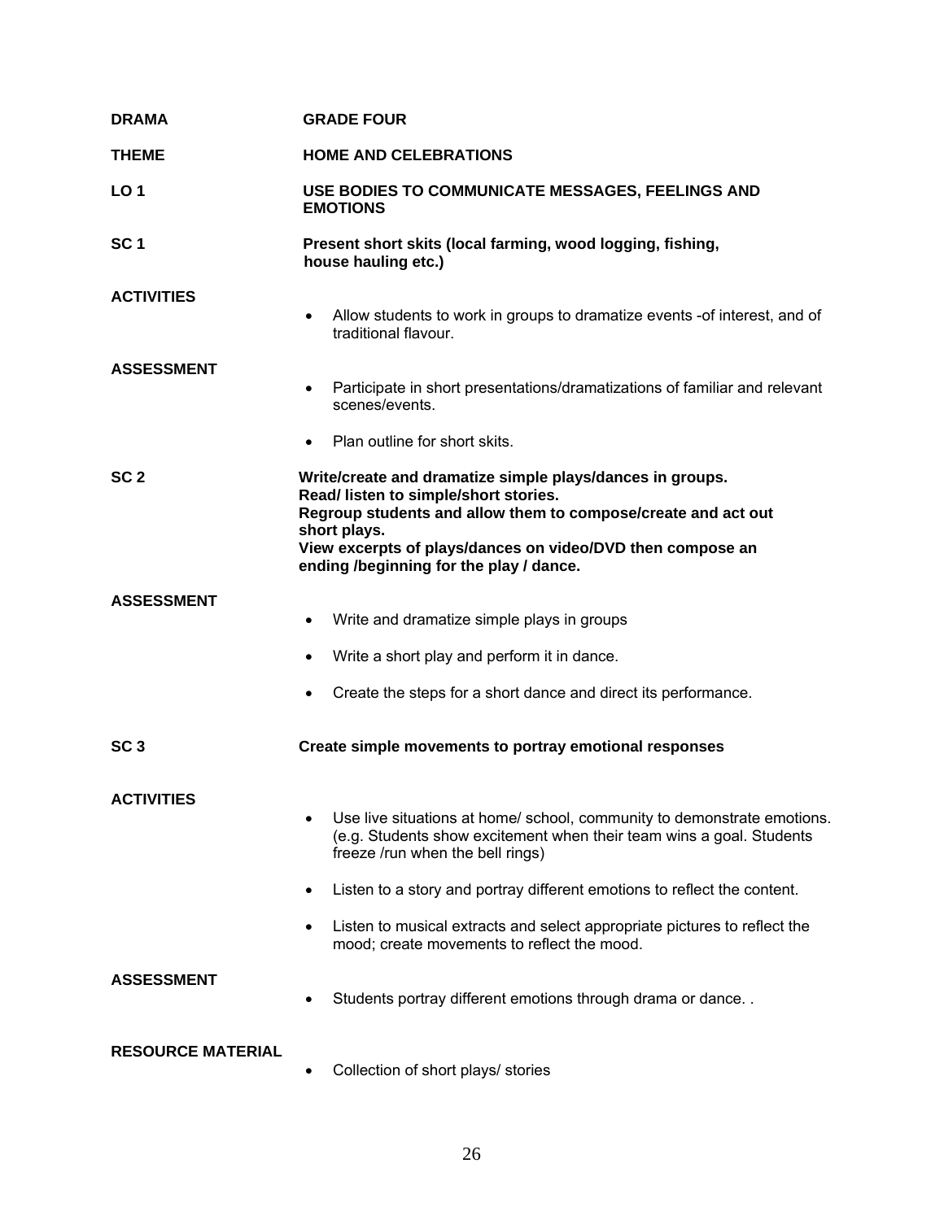**DRAMA** **GRADE FOUR**

**THEME** **HOME AND CELEBRATIONS**

**LO 1** **USE BODIES TO COMMUNICATE MESSAGES, FEELINGS AND EMOTIONS**

**SC 1** **Present short skits (local farming, wood logging, fishing, house hauling etc.)**

**ACTIVITIES**

- Allow students to work in groups to dramatize events -of interest, and of traditional flavour.

**ASSESSMENT**

- Participate in short presentations/dramatizations of familiar and relevant scenes/events.
- Plan outline for short skits.

**SC 2** **Write/create and dramatize simple plays/dances in groups. Read/ listen to simple/short stories. Regroup students and allow them to compose/create and act out short plays. View excerpts of plays/dances on video/DVD then compose an ending /beginning for the play / dance.**

**ASSESSMENT**

- Write and dramatize simple plays in groups
- Write a short play and perform it in dance.
- Create the steps for a short dance and direct its performance.

**SC 3** **Create simple movements to portray emotional responses**

**ACTIVITIES**

- Use live situations at home/ school, community to demonstrate emotions. (e.g. Students show excitement when their team wins a goal. Students freeze /run when the bell rings)
- Listen to a story and portray different emotions to reflect the content.
- Listen to musical extracts and select appropriate pictures to reflect the mood; create movements to reflect the mood.

**ASSESSMENT**

- Students portray different emotions through drama or dance. .

**RESOURCE MATERIAL**

- Collection of short plays/ stories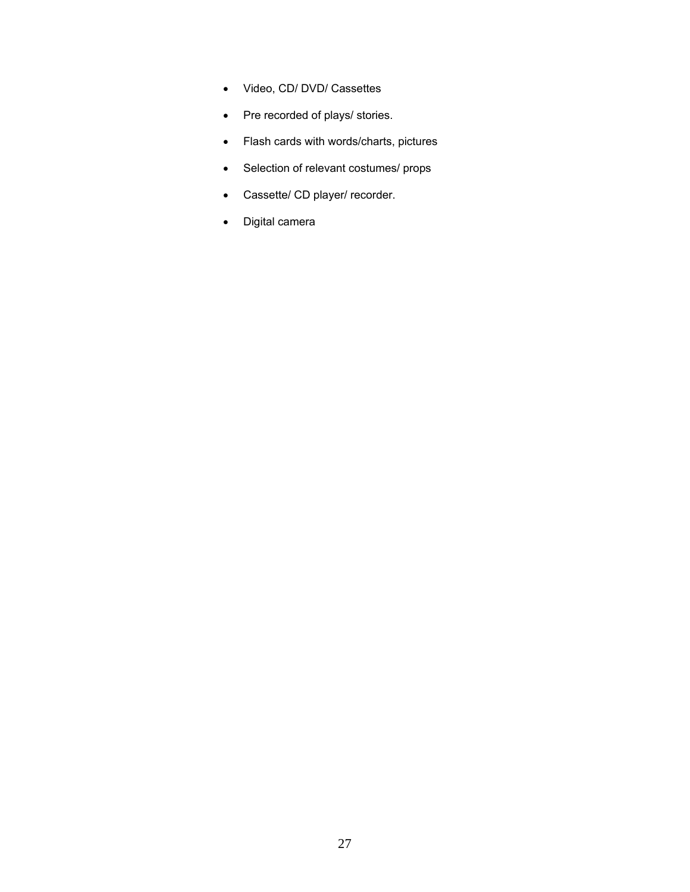- Video, CD/ DVD/ Cassettes
- Pre recorded of plays/ stories.
- Flash cards with words/charts, pictures
- Selection of relevant costumes/ props
- Cassette/ CD player/ recorder.
- Digital camera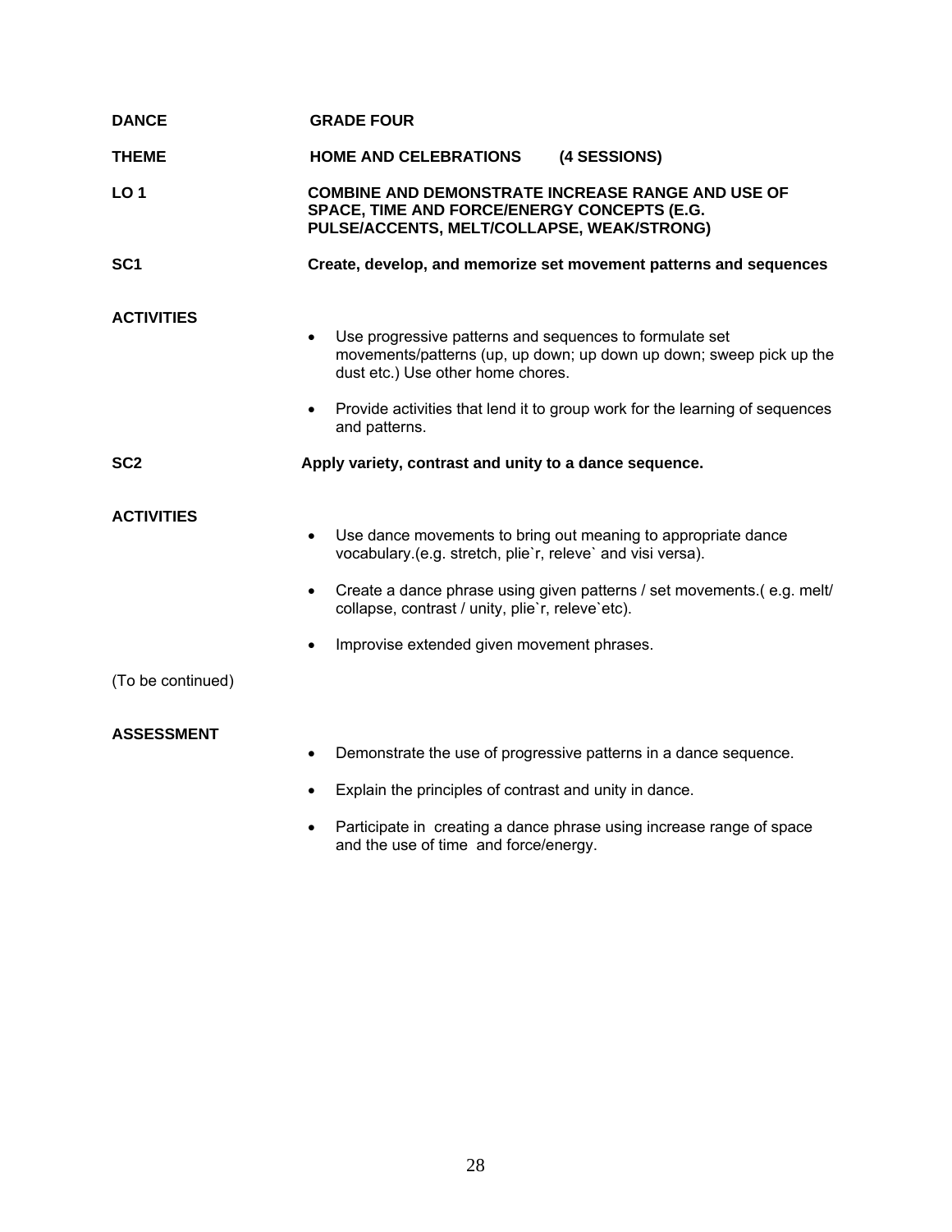**DANCE** **GRADE FOUR**

**THEME** **HOME AND CELEBRATIONS (4 SESSIONS)**

**LO 1** **COMBINE AND DEMONSTRATE INCREASE RANGE AND USE OF SPACE, TIME AND FORCE/ENERGY CONCEPTS (E.G. PULSE/ACCENTS, MELT/COLLAPSE, WEAK/STRONG)**

**SC1** **Create, develop, and memorize set movement patterns and sequences**

**ACTIVITIES**

- Use progressive patterns and sequences to formulate set movements/patterns (up, up down; up down up down; sweep pick up the dust etc.) Use other home chores.
- Provide activities that lend it to group work for the learning of sequences and patterns.

**SC2** **Apply variety, contrast and unity to a dance sequence.**

**ACTIVITIES**

- Use dance movements to bring out meaning to appropriate dance vocabulary.(e.g. stretch, plie`r, releve` and visi versa).
- Create a dance phrase using given patterns / set movements.( e.g. melt/ collapse, contrast / unity, plie`r, releve`etc).
- Improvise extended given movement phrases.

(To be continued)

**ASSESSMENT**

- Demonstrate the use of progressive patterns in a dance sequence.
- Explain the principles of contrast and unity in dance.
- Participate in creating a dance phrase using increase range of space and the use of time and force/energy.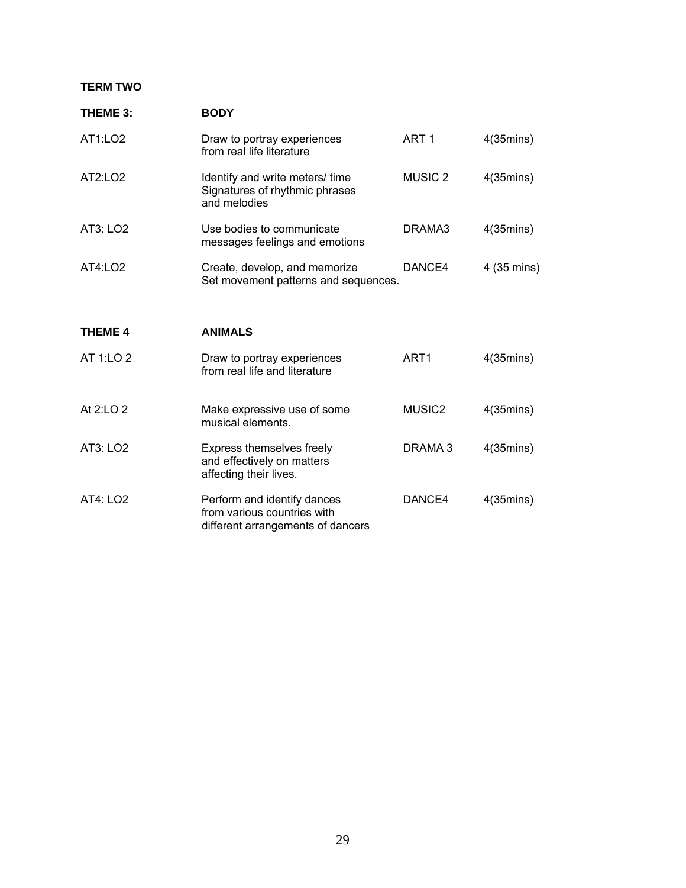**TERM TWO**

| **THEME 3:** | **BODY** | | |
|---|---|---|---|
| AT1:LO2 | Draw to portray experiences from real life literature | ART 1 | 4(35mins) |
| AT2:LO2 | Identify and write meters/ time Signatures of rhythmic phrases and melodies | MUSIC 2 | 4(35mins) |
| AT3: LO2 | Use bodies to communicate messages feelings and emotions | DRAMA3 | 4(35mins) |
| AT4:LO2 | Create, develop, and memorize Set movement patterns and sequences. | DANCE4 | 4 (35 mins) |

| **THEME 4** | **ANIMALS** | | |
|---|---|---|---|
| AT 1:LO 2 | Draw to portray experiences from real life and literature | ART1 | 4(35mins) |
| At 2:LO 2 | Make expressive use of some musical elements. | MUSIC2 | 4(35mins) |
| AT3: LO2 | Express themselves freely and effectively on matters affecting their lives. | DRAMA 3 | 4(35mins) |
| AT4: LO2 | Perform and identify dances from various countries with different arrangements of dancers | DANCE4 | 4(35mins) |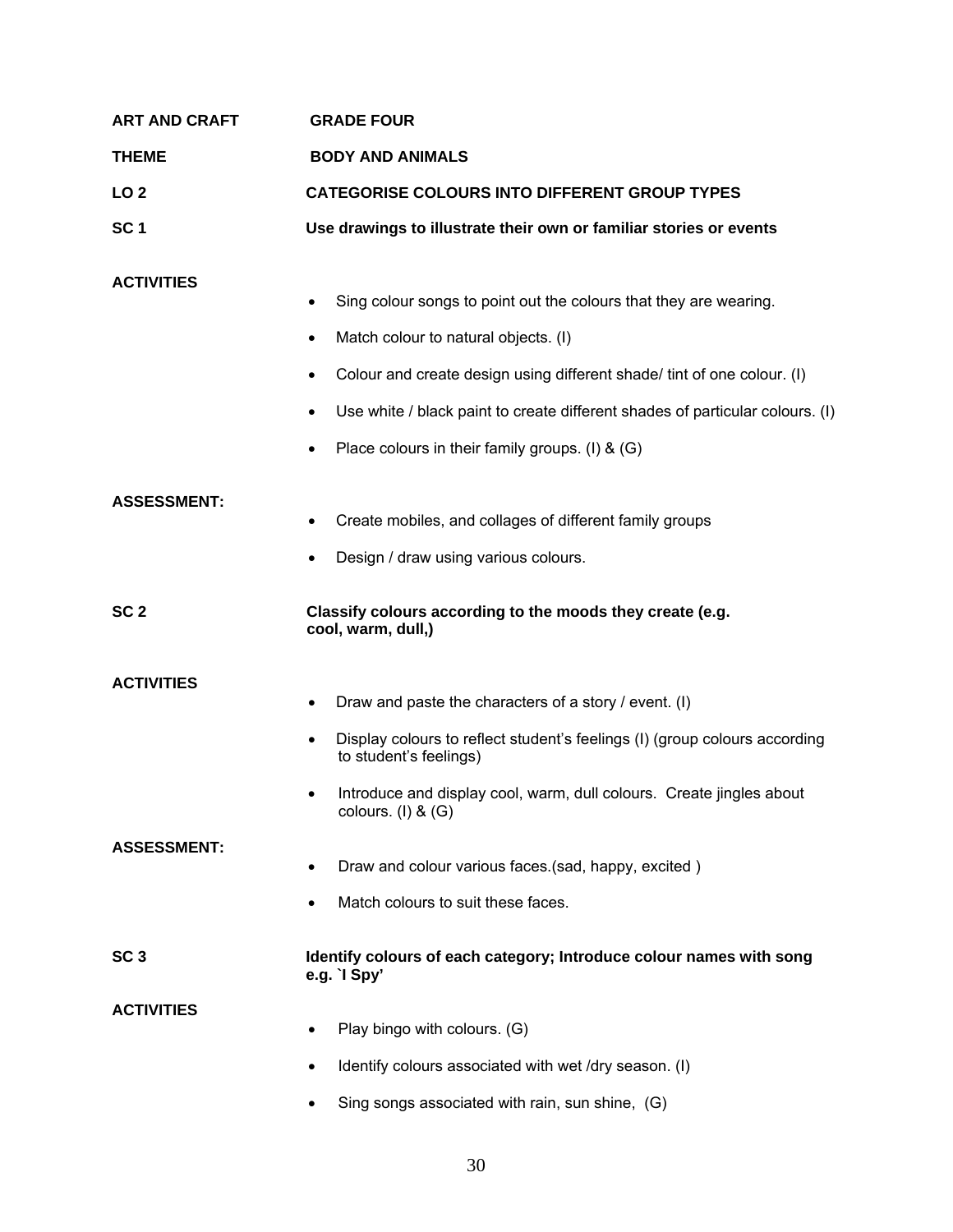**ART AND CRAFT** **GRADE FOUR**

**THEME** **BODY AND ANIMALS**

**LO 2** **CATEGORISE COLOURS INTO DIFFERENT GROUP TYPES**

**SC 1** **Use drawings to illustrate their own or familiar stories or events**

**ACTIVITIES**

- Sing colour songs to point out the colours that they are wearing.
- Match colour to natural objects. (I)
- Colour and create design using different shade/ tint of one colour. (I)
- Use white / black paint to create different shades of particular colours. (I)
- Place colours in their family groups. (I) & (G)

**ASSESSMENT:**

- Create mobiles, and collages of different family groups
- Design / draw using various colours.

**SC 2** **Classify colours according to the moods they create (e.g. cool, warm, dull,)**

**ACTIVITIES**

- Draw and paste the characters of a story / event. (I)
- Display colours to reflect student's feelings (I) (group colours according to student's feelings)
- Introduce and display cool, warm, dull colours. Create jingles about colours. (I) & (G)

**ASSESSMENT:**

- Draw and colour various faces.(sad, happy, excited )
- Match colours to suit these faces.

**SC 3** **Identify colours of each category; Introduce colour names with song e.g. `I Spy'**

**ACTIVITIES**

- Play bingo with colours. (G)
- Identify colours associated with wet /dry season. (I)
- Sing songs associated with rain, sun shine, (G)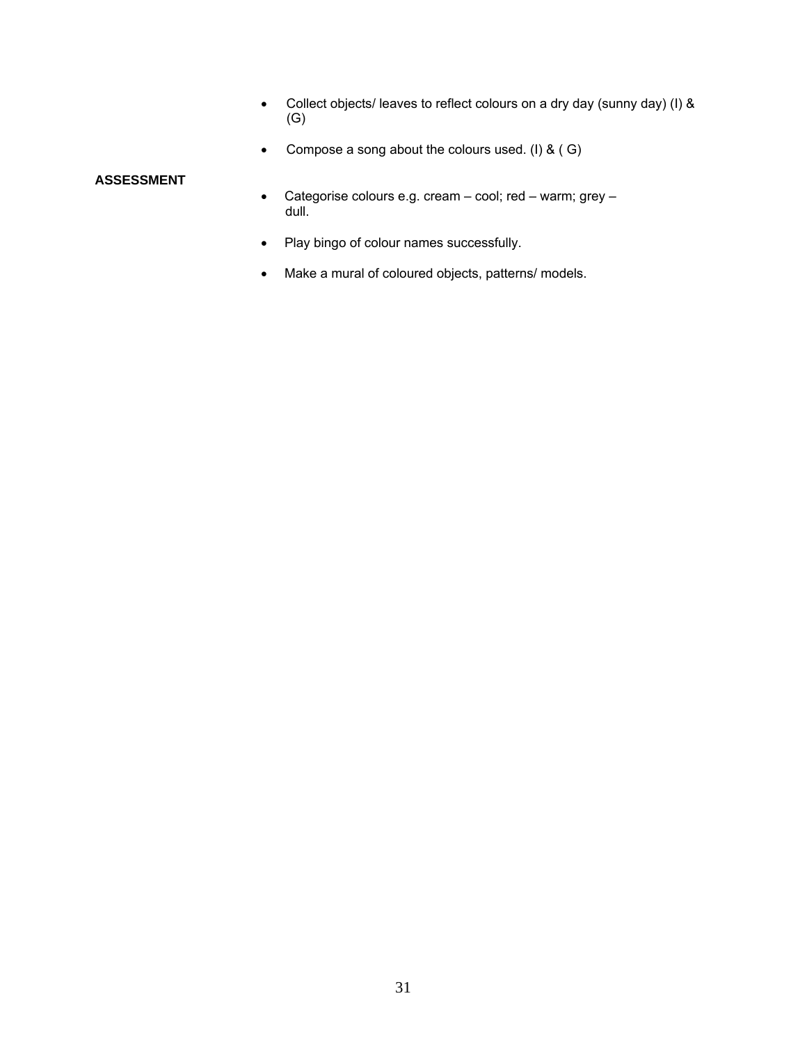- Collect objects/ leaves to reflect colours on a dry day (sunny day) (I) & (G)
- Compose a song about the colours used. (I) & ( G)

**ASSESSMENT**

- Categorise colours e.g. cream – cool; red – warm; grey – dull.
- Play bingo of colour names successfully.
- Make a mural of coloured objects, patterns/ models.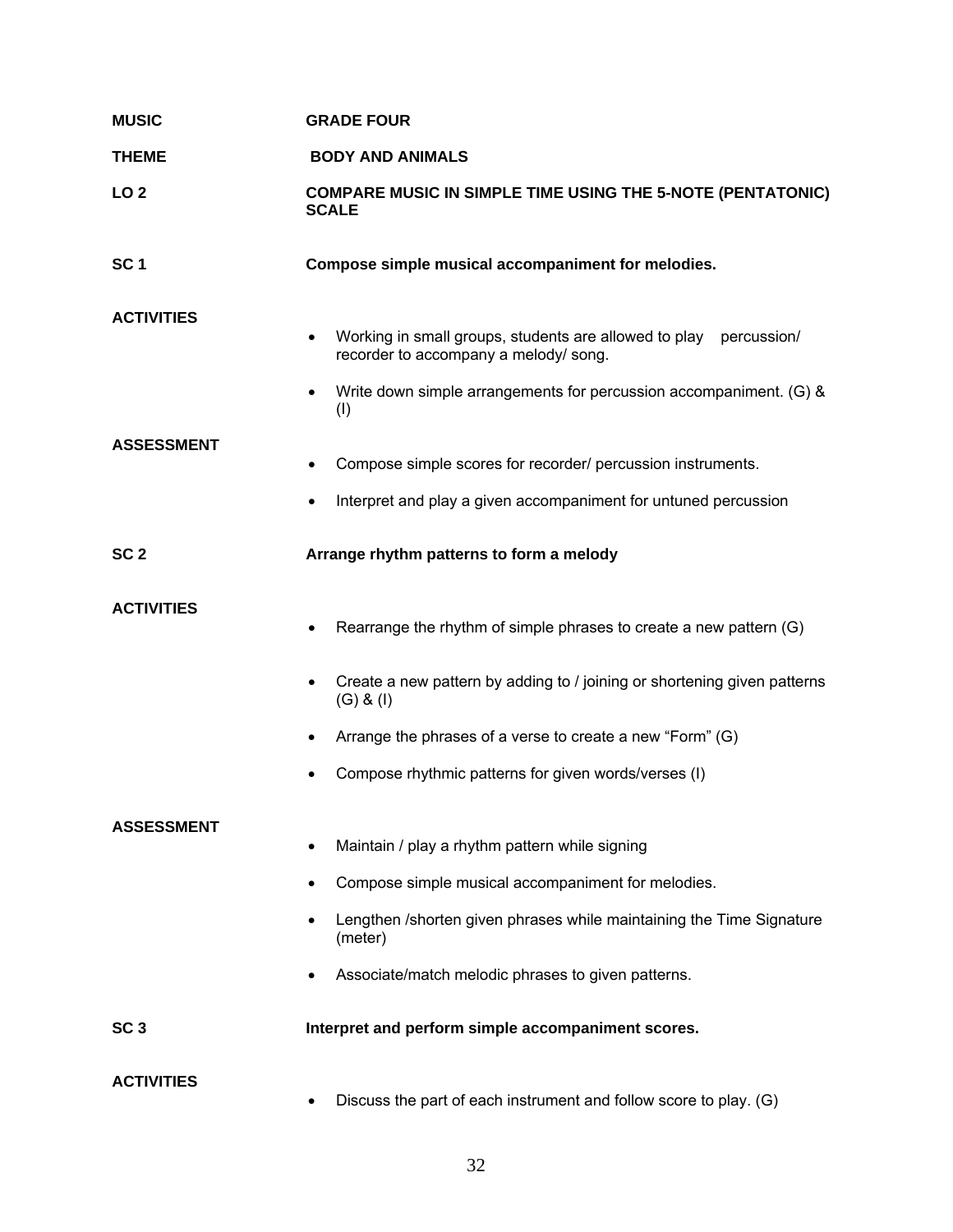**MUSIC** **GRADE FOUR**

**THEME** **BODY AND ANIMALS**

**LO 2** **COMPARE MUSIC IN SIMPLE TIME USING THE 5-NOTE (PENTATONIC) SCALE**

**SC 1** **Compose simple musical accompaniment for melodies.**

**ACTIVITIES**

- Working in small groups, students are allowed to play percussion/ recorder to accompany a melody/ song.
- Write down simple arrangements for percussion accompaniment. (G) & (I)

**ASSESSMENT**

- Compose simple scores for recorder/ percussion instruments.
- Interpret and play a given accompaniment for untuned percussion

**SC 2** **Arrange rhythm patterns to form a melody**

**ACTIVITIES**

- Rearrange the rhythm of simple phrases to create a new pattern (G)
- Create a new pattern by adding to / joining or shortening given patterns (G) & (I)
- Arrange the phrases of a verse to create a new "Form" (G)
- Compose rhythmic patterns for given words/verses (I)

**ASSESSMENT**

- Maintain / play a rhythm pattern while signing
- Compose simple musical accompaniment for melodies.
- Lengthen /shorten given phrases while maintaining the Time Signature (meter)
- Associate/match melodic phrases to given patterns.

**SC 3** **Interpret and perform simple accompaniment scores.**

**ACTIVITIES**

- Discuss the part of each instrument and follow score to play. (G)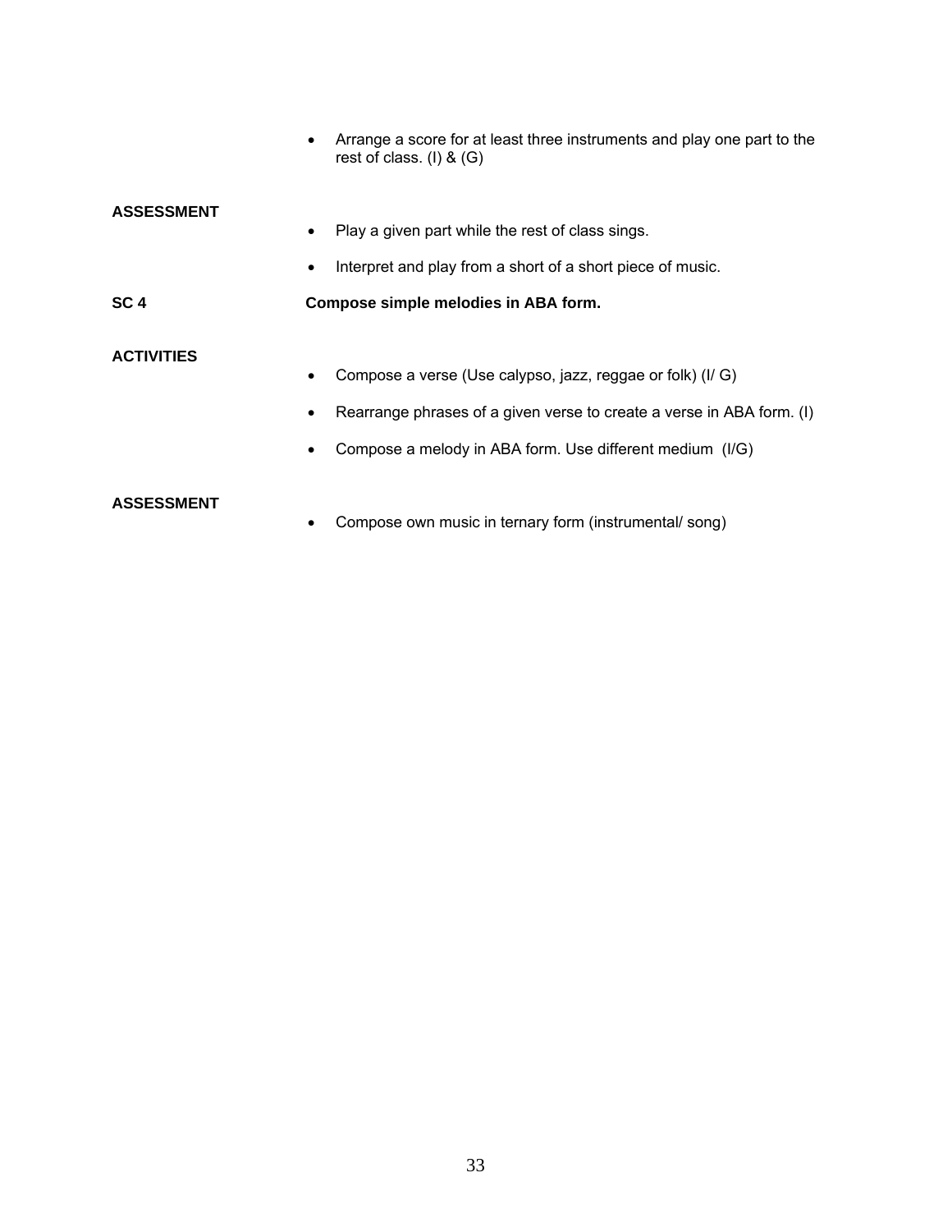- Arrange a score for at least three instruments and play one part to the rest of class. (I) & (G)

**ASSESSMENT**

- Play a given part while the rest of class sings.
- Interpret and play from a short of a short piece of music.

**SC 4** **Compose simple melodies in ABA form.**

**ACTIVITIES**

- Compose a verse (Use calypso, jazz, reggae or folk) (I/ G)
- Rearrange phrases of a given verse to create a verse in ABA form. (I)
- Compose a melody in ABA form. Use different medium (I/G)

**ASSESSMENT**

- Compose own music in ternary form (instrumental/ song)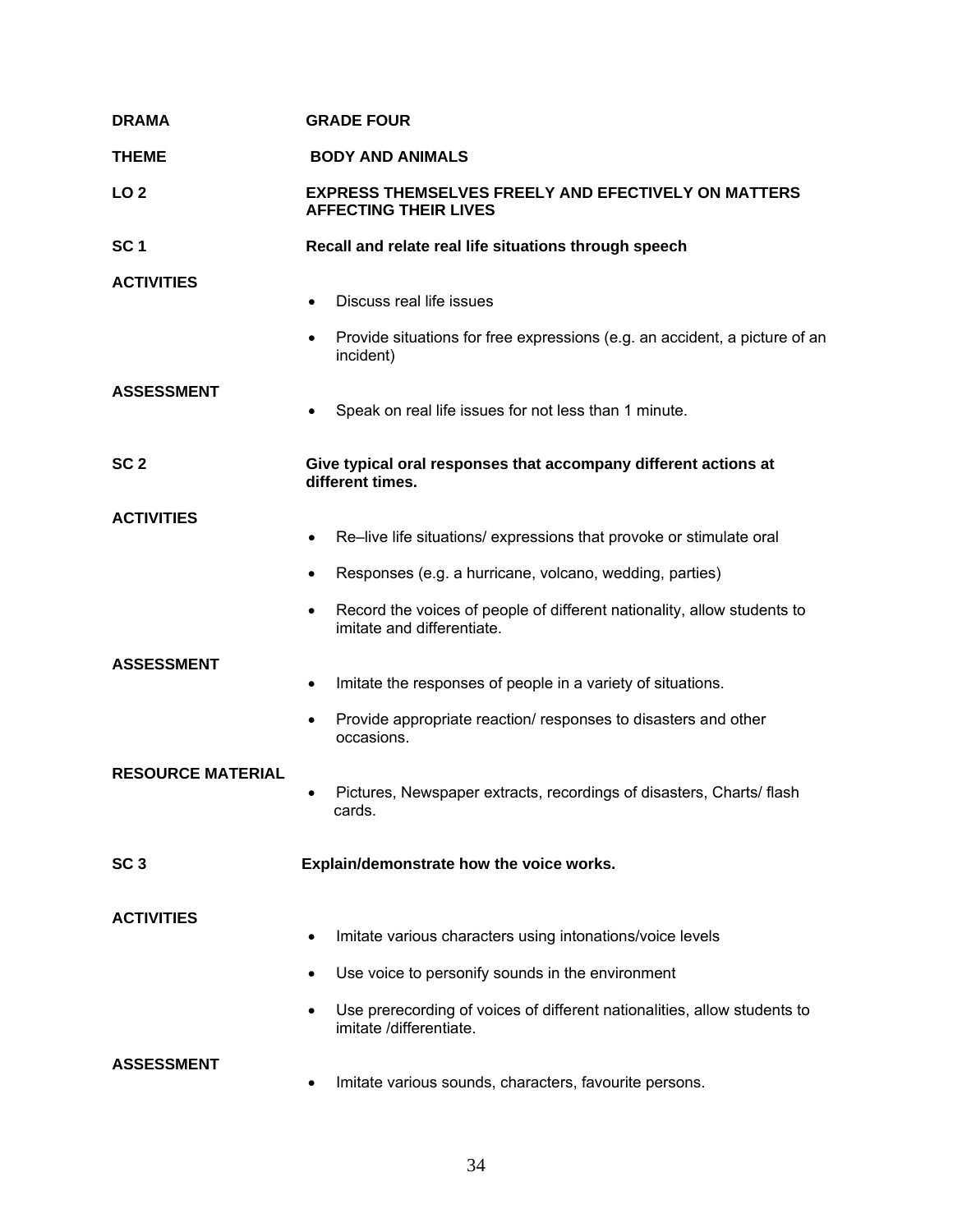**DRAMA** **GRADE FOUR**

**THEME** **BODY AND ANIMALS**

**LO 2** **EXPRESS THEMSELVES FREELY AND EFECTIVELY ON MATTERS AFFECTING THEIR LIVES**

**SC 1** **Recall and relate real life situations through speech**

**ACTIVITIES**

- Discuss real life issues
- Provide situations for free expressions (e.g. an accident, a picture of an incident)

**ASSESSMENT**

- Speak on real life issues for not less than 1 minute.

**SC 2** **Give typical oral responses that accompany different actions at different times.**

**ACTIVITIES**

- Re–live life situations/ expressions that provoke or stimulate oral
- Responses (e.g. a hurricane, volcano, wedding, parties)
- Record the voices of people of different nationality, allow students to imitate and differentiate.

**ASSESSMENT**

- Imitate the responses of people in a variety of situations.
- Provide appropriate reaction/ responses to disasters and other occasions.

**RESOURCE MATERIAL**

- Pictures, Newspaper extracts, recordings of disasters, Charts/ flash cards.

**SC 3** **Explain/demonstrate how the voice works.**

**ACTIVITIES**

- Imitate various characters using intonations/voice levels
- Use voice to personify sounds in the environment
- Use prerecording of voices of different nationalities, allow students to imitate /differentiate.

**ASSESSMENT**

- Imitate various sounds, characters, favourite persons.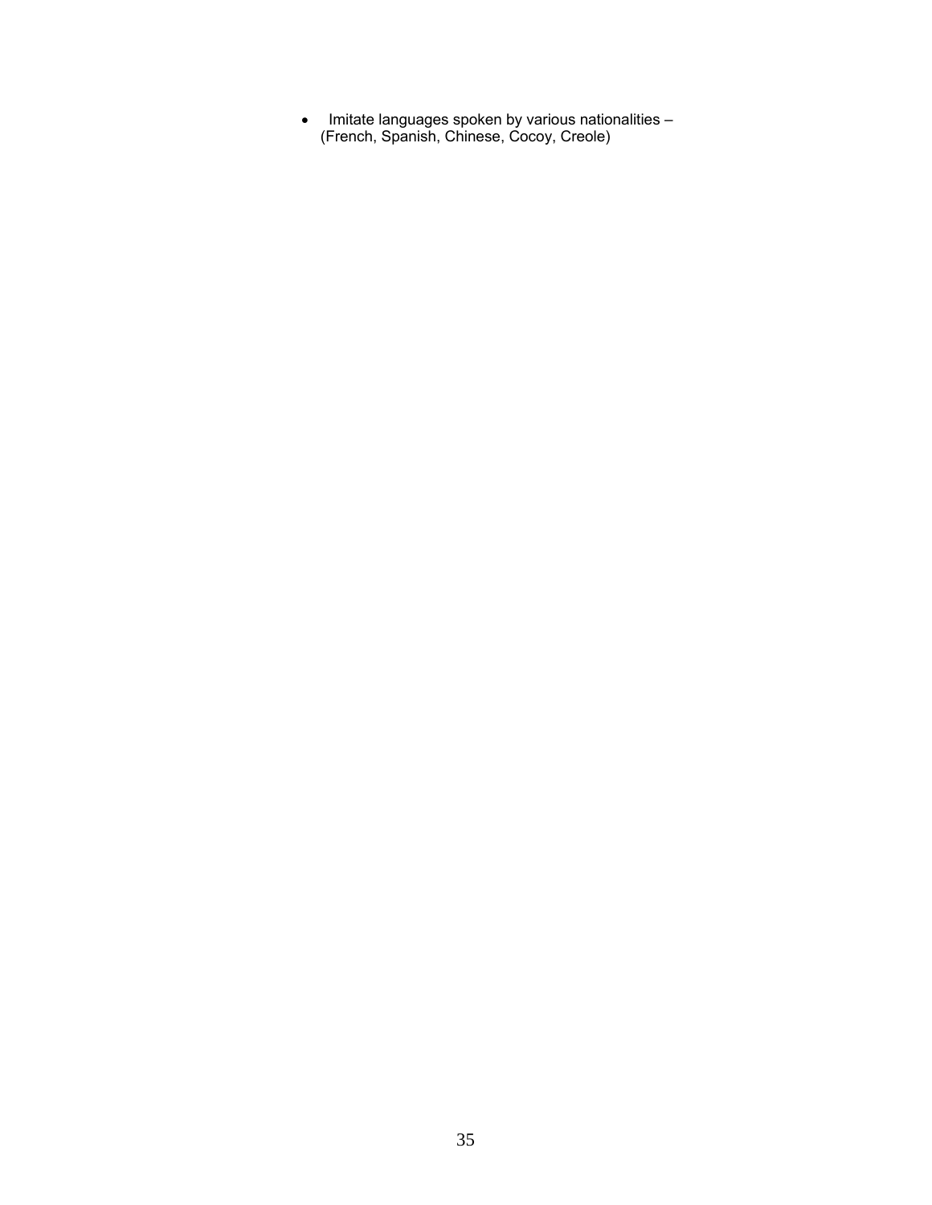- Imitate languages spoken by various nationalities – (French, Spanish, Chinese, Cocoy, Creole)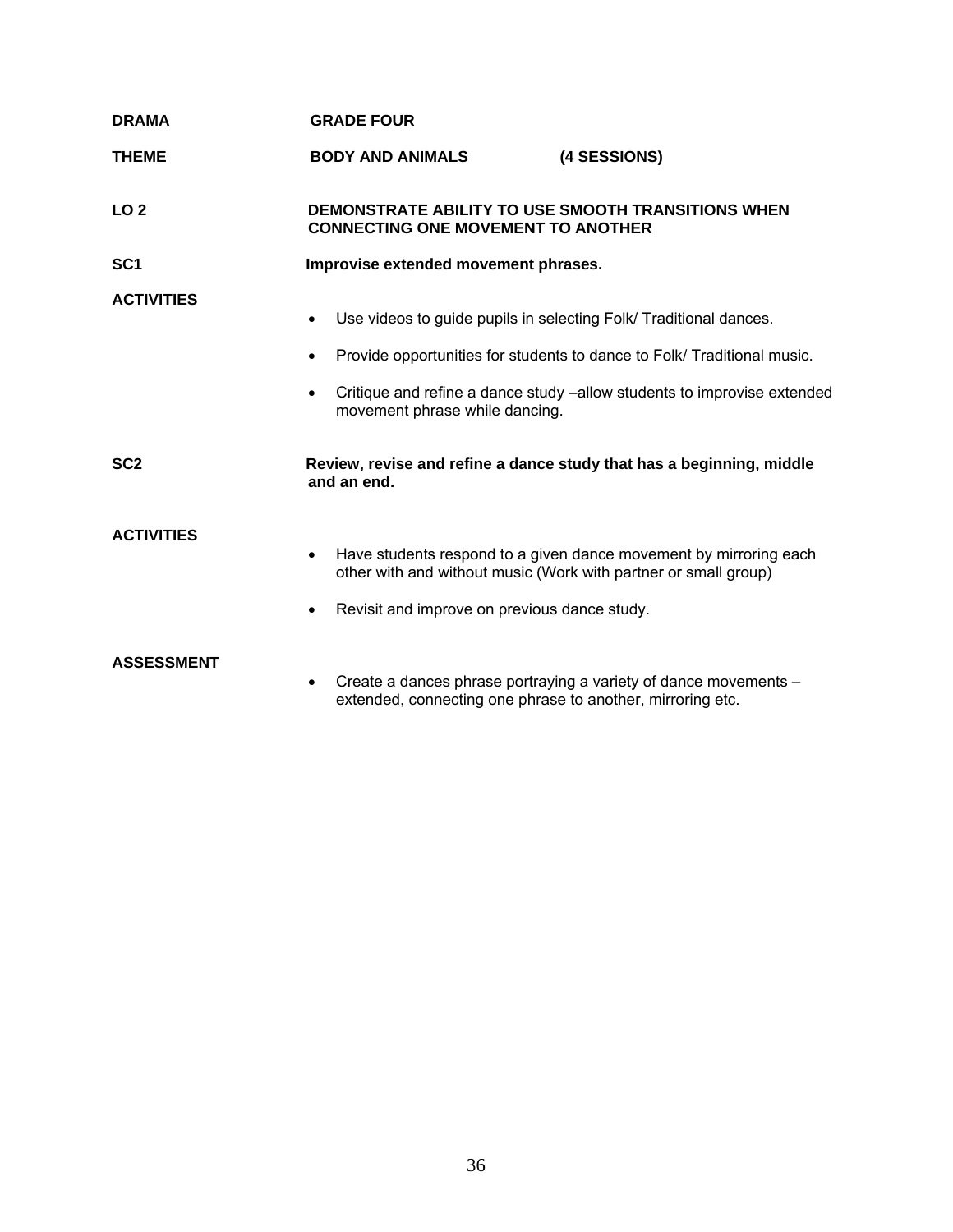**DRAMA** **GRADE FOUR**

**THEME** **BODY AND ANIMALS** **(4 SESSIONS)**

**LO 2** **DEMONSTRATE ABILITY TO USE SMOOTH TRANSITIONS WHEN CONNECTING ONE MOVEMENT TO ANOTHER**

**SC1** **Improvise extended movement phrases.**

**ACTIVITIES**

- Use videos to guide pupils in selecting Folk/ Traditional dances.
- Provide opportunities for students to dance to Folk/ Traditional music.
- Critique and refine a dance study –allow students to improvise extended movement phrase while dancing.

**SC2** **Review, revise and refine a dance study that has a beginning, middle and an end.**

**ACTIVITIES**

- Have students respond to a given dance movement by mirroring each other with and without music (Work with partner or small group)
- Revisit and improve on previous dance study.

**ASSESSMENT**

- Create a dances phrase portraying a variety of dance movements – extended, connecting one phrase to another, mirroring etc.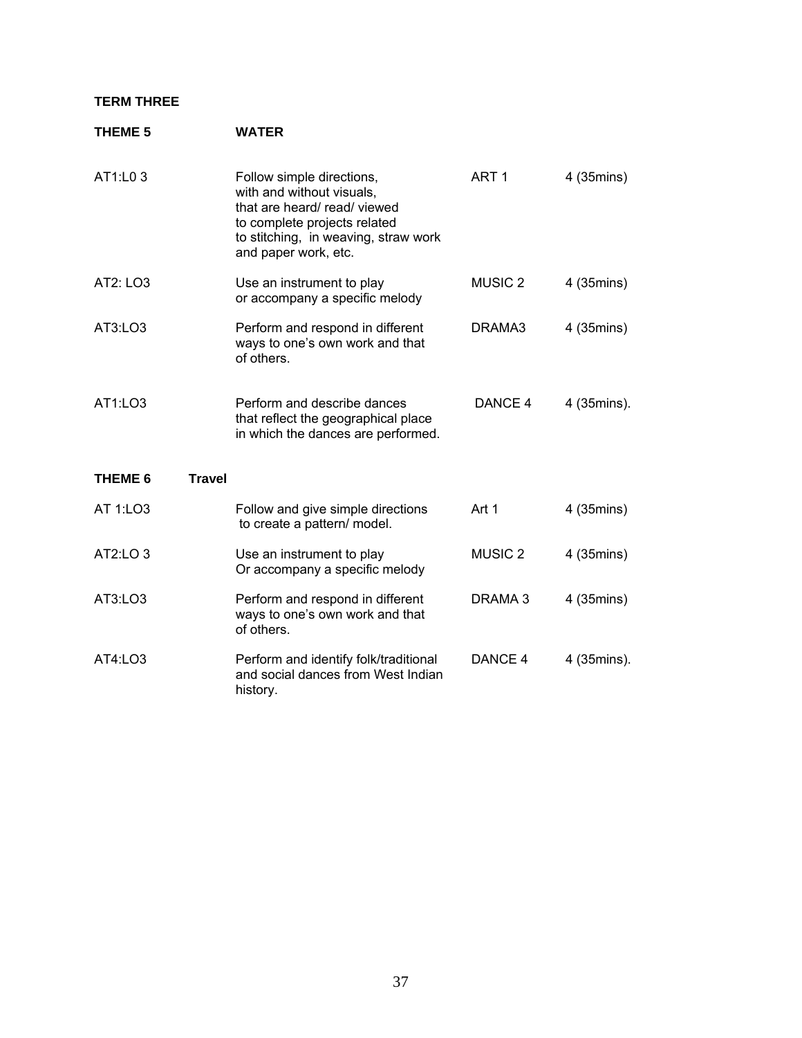**TERM THREE**

**THEME 5 WATER**

| | | | |
|---|---|---|---|
| AT1:L0 3 | Follow simple directions, with and without visuals, that are heard/ read/ viewed to complete projects related to stitching, in weaving, straw work and paper work, etc. | ART 1 | 4 (35mins) |
| AT2: LO3 | Use an instrument to play or accompany a specific melody | MUSIC 2 | 4 (35mins) |
| AT3:LO3 | Perform and respond in different ways to one's own work and that of others. | DRAMA3 | 4 (35mins) |
| AT1:LO3 | Perform and describe dances that reflect the geographical place in which the dances are performed. | DANCE 4 | 4 (35mins). |

**THEME 6 Travel**

| | | | |
|---|---|---|---|
| AT 1:LO3 | Follow and give simple directions to create a pattern/ model. | Art 1 | 4 (35mins) |
| AT2:LO 3 | Use an instrument to play Or accompany a specific melody | MUSIC 2 | 4 (35mins) |
| AT3:LO3 | Perform and respond in different ways to one's own work and that of others. | DRAMA 3 | 4 (35mins) |
| AT4:LO3 | Perform and identify folk/traditional and social dances from West Indian history. | DANCE 4 | 4 (35mins). |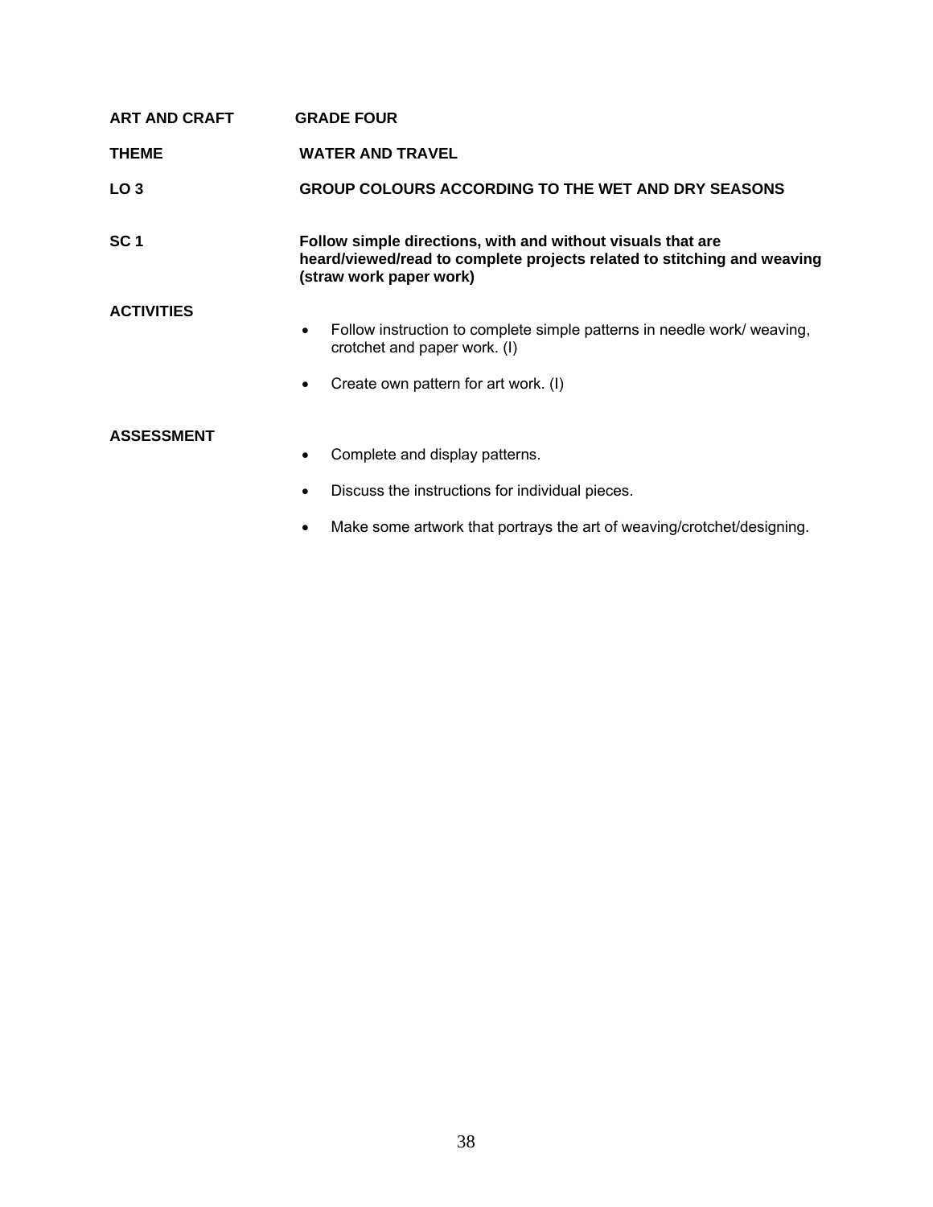**ART AND CRAFT** **GRADE FOUR**

**THEME** **WATER AND TRAVEL**

**LO 3** **GROUP COLOURS ACCORDING TO THE WET AND DRY SEASONS**

**SC 1** **Follow simple directions, with and without visuals that are heard/viewed/read to complete projects related to stitching and weaving (straw work paper work)**

**ACTIVITIES**

- Follow instruction to complete simple patterns in needle work/ weaving, crotchet and paper work. (I)
- Create own pattern for art work. (I)

**ASSESSMENT**

- Complete and display patterns.
- Discuss the instructions for individual pieces.
- Make some artwork that portrays the art of weaving/crotchet/designing.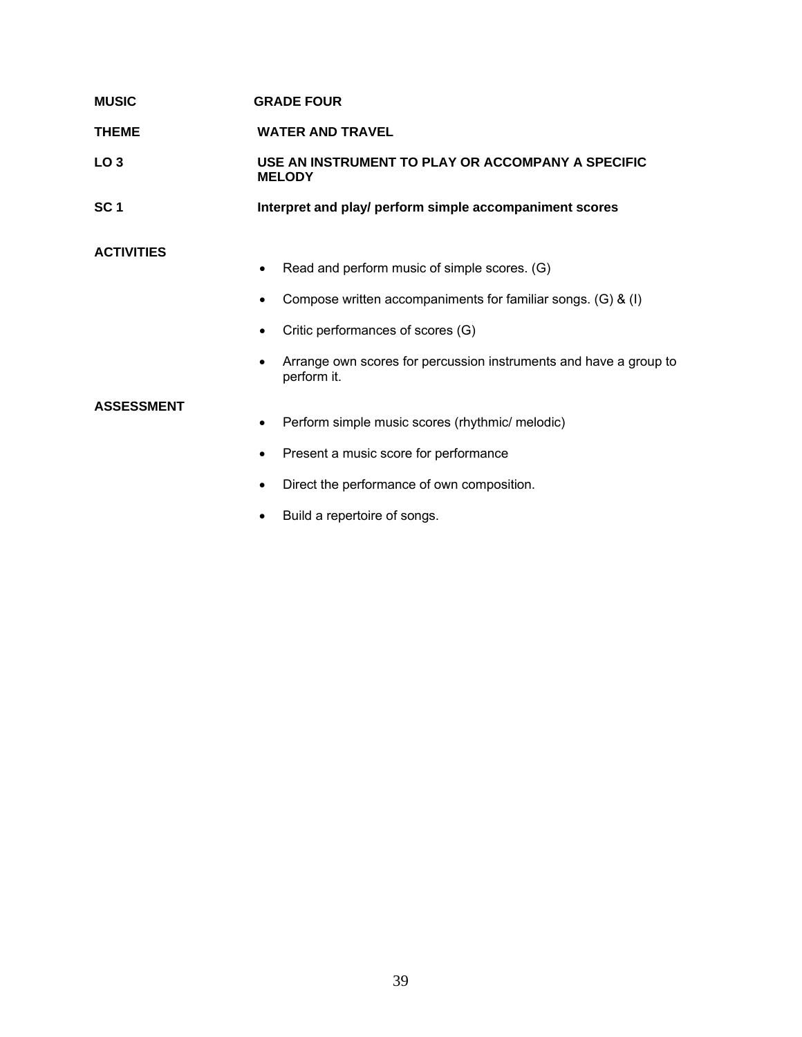**MUSIC** **GRADE FOUR**

**THEME** **WATER AND TRAVEL**

**LO 3** **USE AN INSTRUMENT TO PLAY OR ACCOMPANY A SPECIFIC MELODY**

**SC 1** **Interpret and play/ perform simple accompaniment scores**

**ACTIVITIES**

- Read and perform music of simple scores. (G)
- Compose written accompaniments for familiar songs. (G) & (I)
- Critic performances of scores (G)
- Arrange own scores for percussion instruments and have a group to perform it.

**ASSESSMENT**

- Perform simple music scores (rhythmic/ melodic)
- Present a music score for performance
- Direct the performance of own composition.
- Build a repertoire of songs.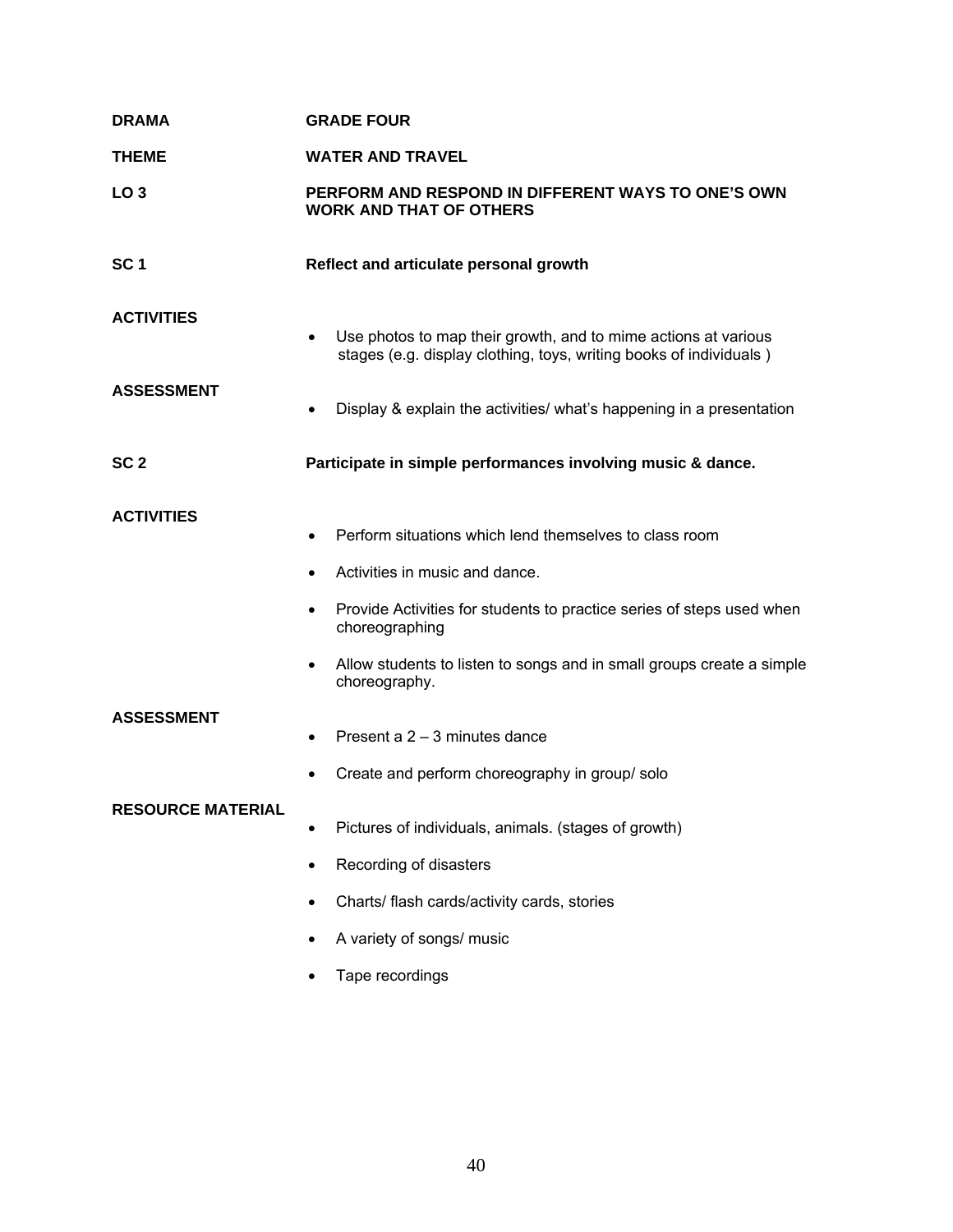**DRAMA** **GRADE FOUR**

**THEME** **WATER AND TRAVEL**

**LO 3** **PERFORM AND RESPOND IN DIFFERENT WAYS TO ONE'S OWN WORK AND THAT OF OTHERS**

**SC 1** **Reflect and articulate personal growth**

**ACTIVITIES**

- Use photos to map their growth, and to mime actions at various stages (e.g. display clothing, toys, writing books of individuals )

**ASSESSMENT**

- Display & explain the activities/ what's happening in a presentation

**SC 2** **Participate in simple performances involving music & dance.**

**ACTIVITIES**

- Perform situations which lend themselves to class room
- Activities in music and dance.
- Provide Activities for students to practice series of steps used when choreographing
- Allow students to listen to songs and in small groups create a simple choreography.

**ASSESSMENT**

- Present a 2 – 3 minutes dance
- Create and perform choreography in group/ solo

**RESOURCE MATERIAL**

- Pictures of individuals, animals. (stages of growth)
- Recording of disasters
- Charts/ flash cards/activity cards, stories
- A variety of songs/ music
- Tape recordings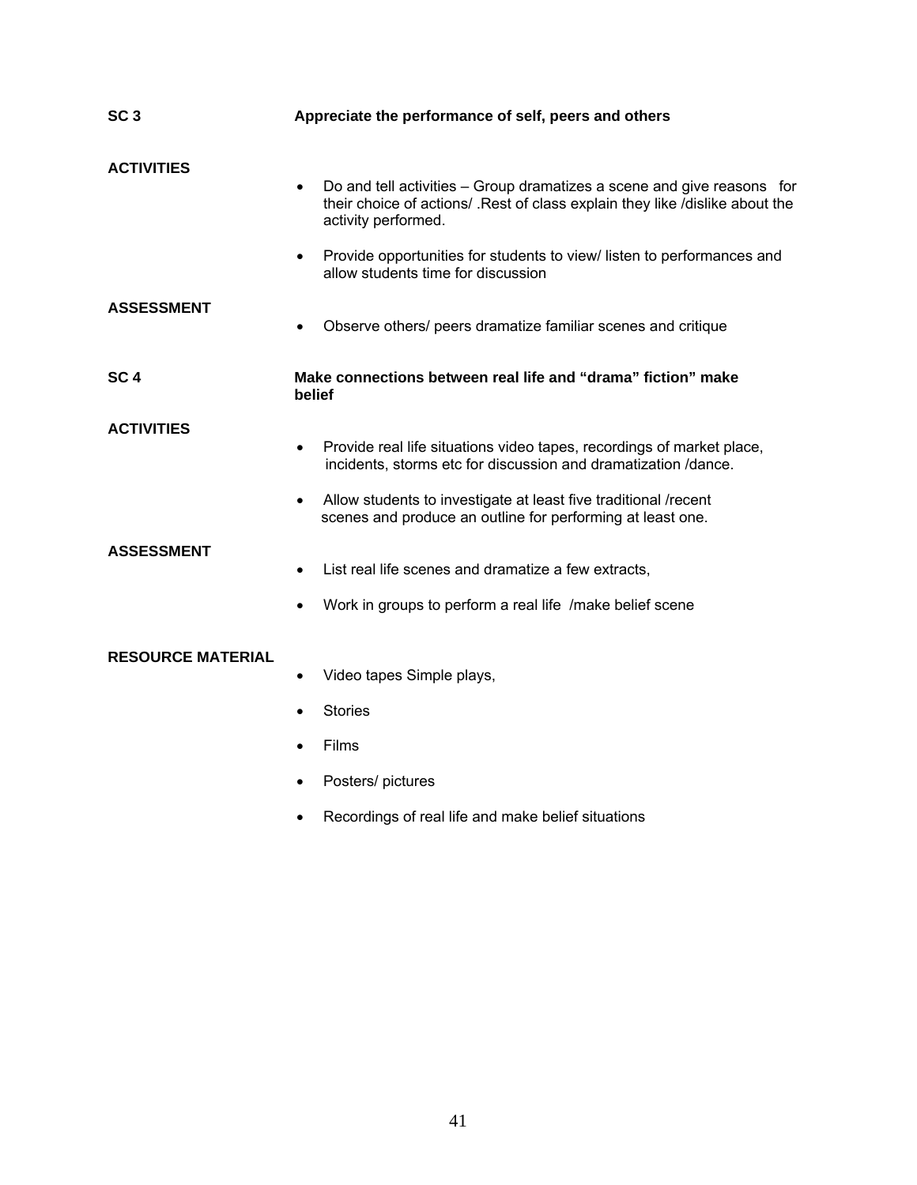**SC 3** **Appreciate the performance of self, peers and others**

**ACTIVITIES**

- Do and tell activities – Group dramatizes a scene and give reasons for their choice of actions/ .Rest of class explain they like /dislike about the activity performed.
- Provide opportunities for students to view/ listen to performances and allow students time for discussion

**ASSESSMENT**

- Observe others/ peers dramatize familiar scenes and critique

**SC 4** **Make connections between real life and "drama" fiction" make belief**

**ACTIVITIES**

- Provide real life situations video tapes, recordings of market place, incidents, storms etc for discussion and dramatization /dance.
- Allow students to investigate at least five traditional /recent scenes and produce an outline for performing at least one.

**ASSESSMENT**

- List real life scenes and dramatize a few extracts,
- Work in groups to perform a real life /make belief scene

**RESOURCE MATERIAL**

- Video tapes Simple plays,
- Stories
- Films
- Posters/ pictures
- Recordings of real life and make belief situations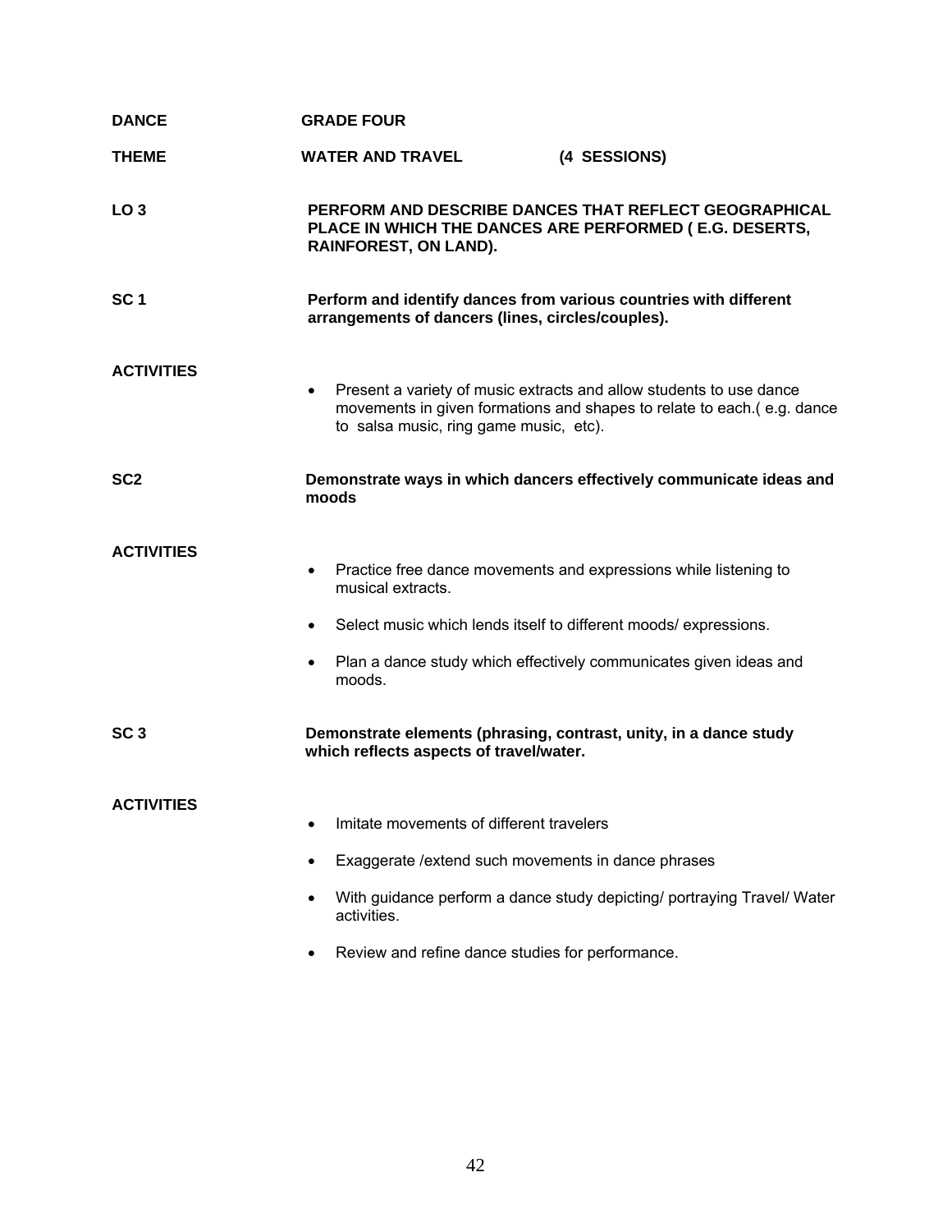**DANCE** **GRADE FOUR**

**THEME** **WATER AND TRAVEL** **(4 SESSIONS)**

**LO 3** **PERFORM AND DESCRIBE DANCES THAT REFLECT GEOGRAPHICAL PLACE IN WHICH THE DANCES ARE PERFORMED ( E.G. DESERTS, RAINFOREST, ON LAND).**

**SC 1** **Perform and identify dances from various countries with different arrangements of dancers (lines, circles/couples).**

**ACTIVITIES**

- Present a variety of music extracts and allow students to use dance movements in given formations and shapes to relate to each.( e.g. dance to salsa music, ring game music, etc).

**SC2** **Demonstrate ways in which dancers effectively communicate ideas and moods**

**ACTIVITIES**

- Practice free dance movements and expressions while listening to musical extracts.
- Select music which lends itself to different moods/ expressions.
- Plan a dance study which effectively communicates given ideas and moods.

**SC 3** **Demonstrate elements (phrasing, contrast, unity, in a dance study which reflects aspects of travel/water.**

**ACTIVITIES**

- Imitate movements of different travelers
- Exaggerate /extend such movements in dance phrases
- With guidance perform a dance study depicting/ portraying Travel/ Water activities.
- Review and refine dance studies for performance.